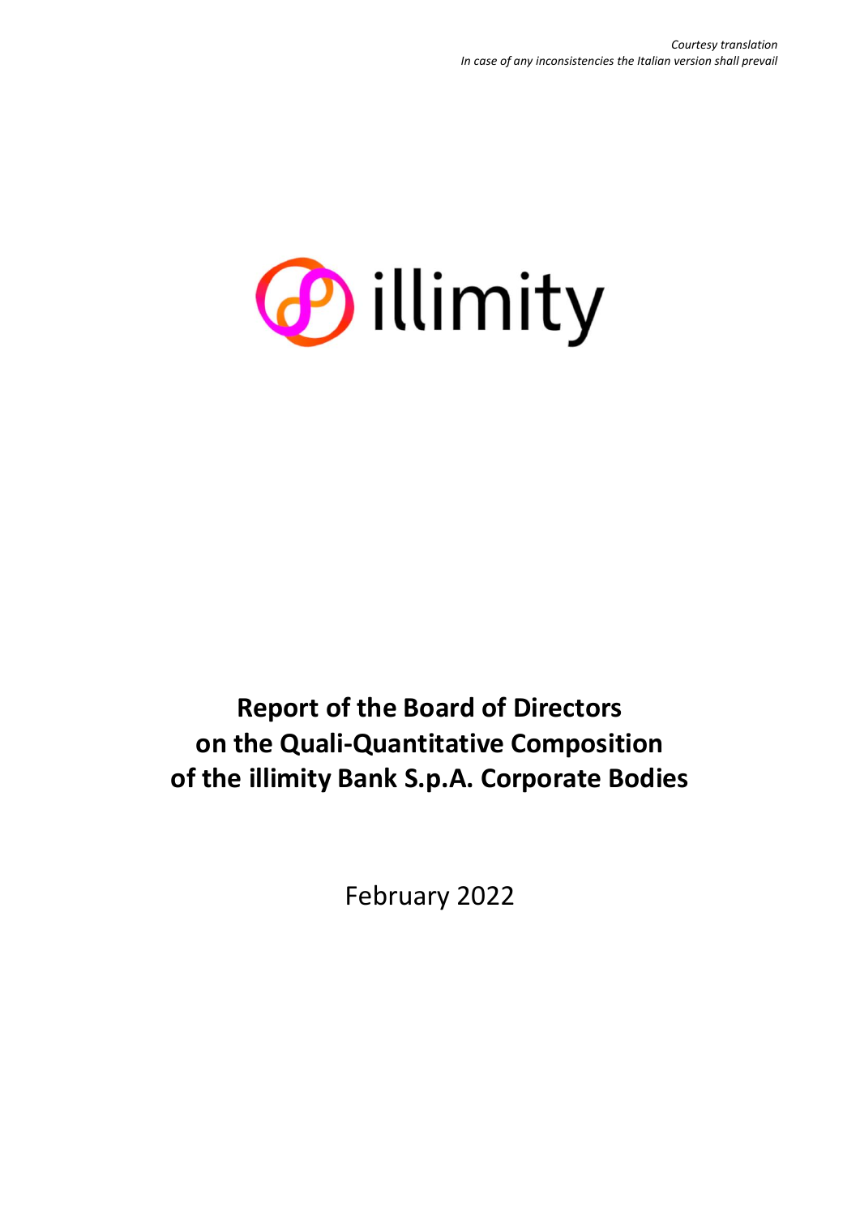*Courtesy translation*
*In case of any inconsistencies the Italian version shall prevail*

illimity

# Report of the Board of Directors on the Quali-Quantitative Composition of the illimity Bank S.p.A. Corporate Bodies

February 2022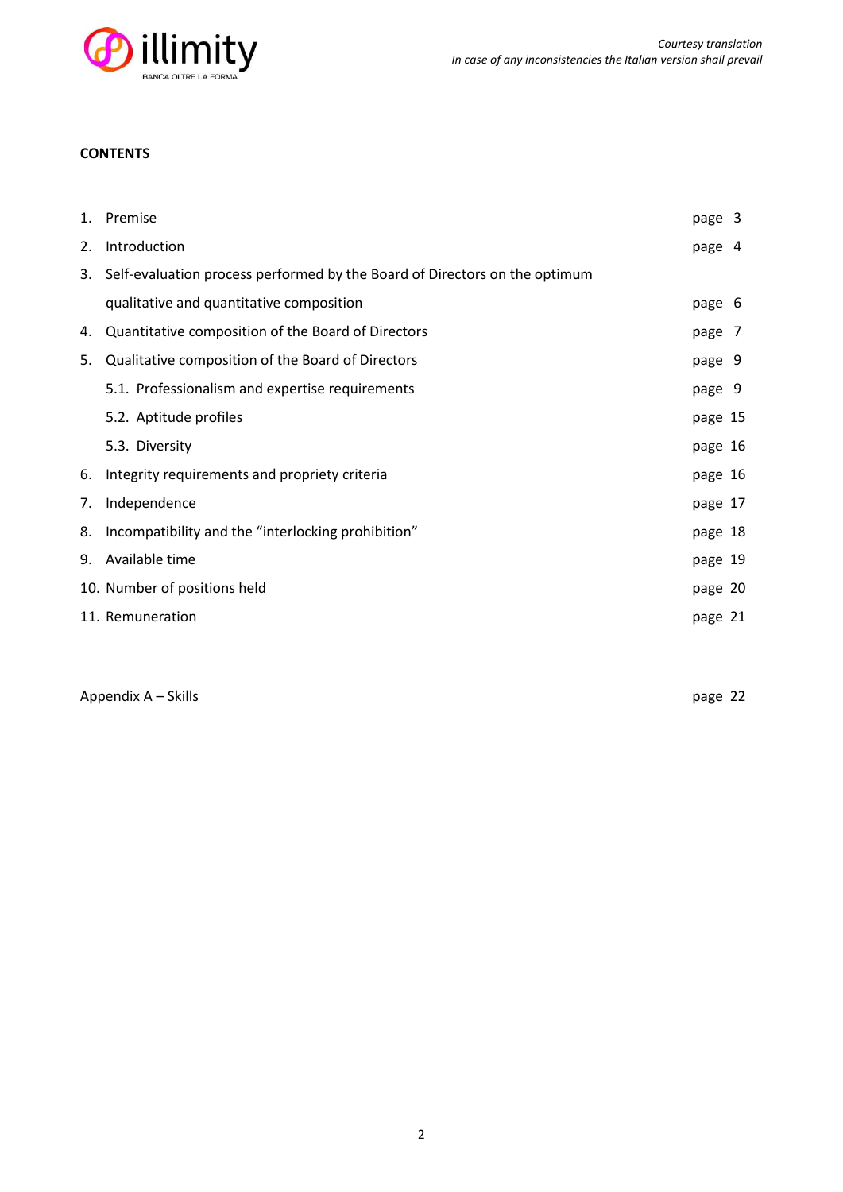**CONTENTS**

| | | |
|---|---|---|
| 1. | Premise | page 3 |
| 2. | Introduction | page 4 |
| 3. | Self-evaluation process performed by the Board of Directors on the optimum qualitative and quantitative composition | page 6 |
| 4. | Quantitative composition of the Board of Directors | page 7 |
| 5. | Qualitative composition of the Board of Directors | page 9 |
| | 5.1. Professionalism and expertise requirements | page 9 |
| | 5.2. Aptitude profiles | page 15 |
| | 5.3. Diversity | page 16 |
| 6. | Integrity requirements and propriety criteria | page 16 |
| 7. | Independence | page 17 |
| 8. | Incompatibility and the “interlocking prohibition” | page 18 |
| 9. | Available time | page 19 |
| 10. | Number of positions held | page 20 |
| 11. | Remuneration | page 21 |

| | |
|---|---|
| Appendix A – Skills | page 22 |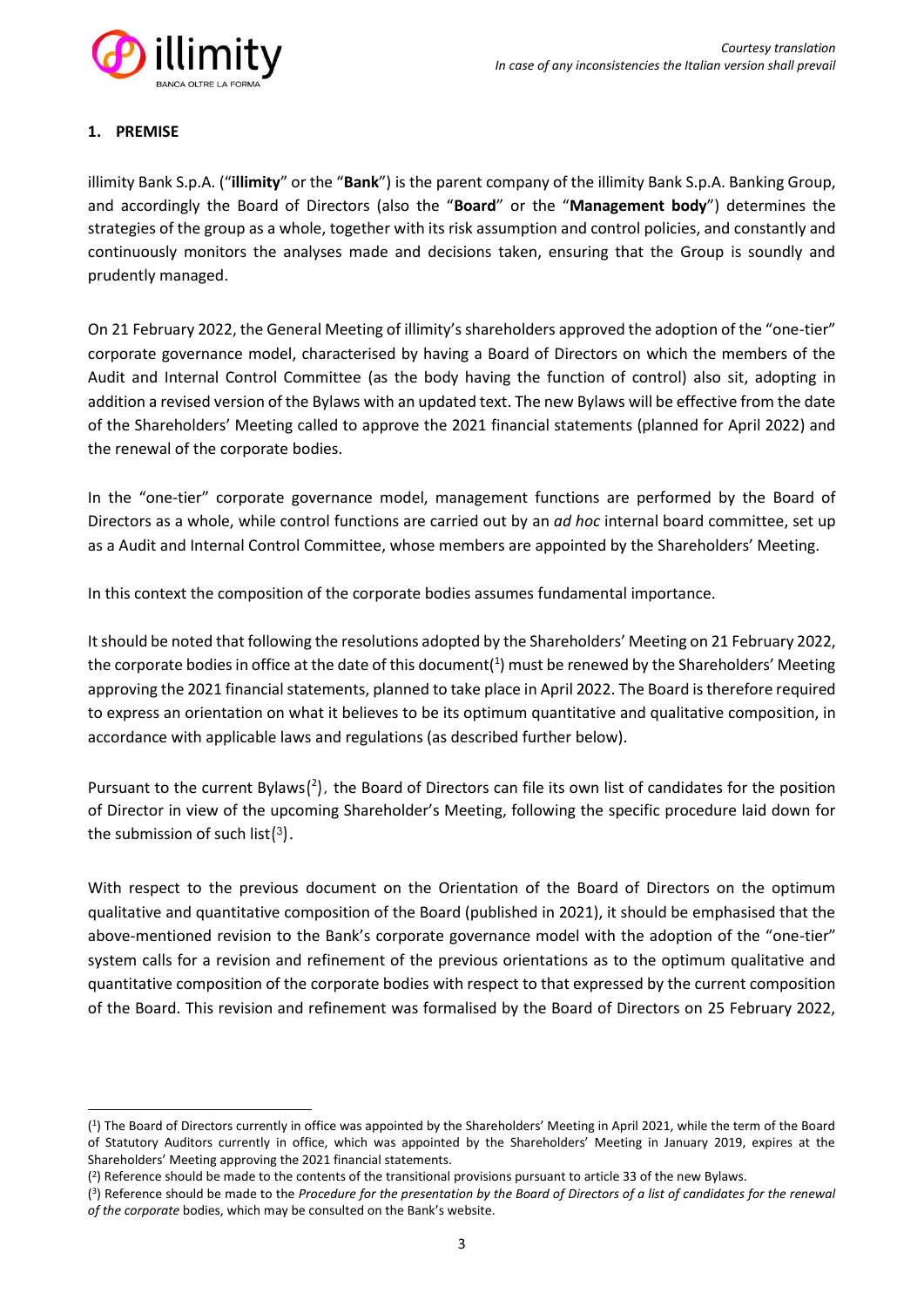## 1. PREMISE

illimity Bank S.p.A. ("**illimity**" or the "**Bank**") is the parent company of the illimity Bank S.p.A. Banking Group, and accordingly the Board of Directors (also the "**Board**" or the "**Management body**") determines the strategies of the group as a whole, together with its risk assumption and control policies, and constantly and continuously monitors the analyses made and decisions taken, ensuring that the Group is soundly and prudently managed.

On 21 February 2022, the General Meeting of illimity's shareholders approved the adoption of the "one-tier" corporate governance model, characterised by having a Board of Directors on which the members of the Audit and Internal Control Committee (as the body having the function of control) also sit, adopting in addition a revised version of the Bylaws with an updated text. The new Bylaws will be effective from the date of the Shareholders' Meeting called to approve the 2021 financial statements (planned for April 2022) and the renewal of the corporate bodies.

In the "one-tier" corporate governance model, management functions are performed by the Board of Directors as a whole, while control functions are carried out by an *ad hoc* internal board committee, set up as a Audit and Internal Control Committee, whose members are appointed by the Shareholders' Meeting.

In this context the composition of the corporate bodies assumes fundamental importance.

It should be noted that following the resolutions adopted by the Shareholders' Meeting on 21 February 2022, the corporate bodies in office at the date of this document([1]) must be renewed by the Shareholders' Meeting approving the 2021 financial statements, planned to take place in April 2022. The Board is therefore required to express an orientation on what it believes to be its optimum quantitative and qualitative composition, in accordance with applicable laws and regulations (as described further below).

Pursuant to the current Bylaws([2]), the Board of Directors can file its own list of candidates for the position of Director in view of the upcoming Shareholder's Meeting, following the specific procedure laid down for the submission of such list([3]).

With respect to the previous document on the Orientation of the Board of Directors on the optimum qualitative and quantitative composition of the Board (published in 2021), it should be emphasised that the above-mentioned revision to the Bank's corporate governance model with the adoption of the "one-tier" system calls for a revision and refinement of the previous orientations as to the optimum qualitative and quantitative composition of the corporate bodies with respect to that expressed by the current composition of the Board. This revision and refinement was formalised by the Board of Directors on 25 February 2022,

---

([1]) The Board of Directors currently in office was appointed by the Shareholders' Meeting in April 2021, while the term of the Board of Statutory Auditors currently in office, which was appointed by the Shareholders' Meeting in January 2019, expires at the Shareholders' Meeting approving the 2021 financial statements.

([2]) Reference should be made to the contents of the transitional provisions pursuant to article 33 of the new Bylaws.

([3]) Reference should be made to the *Procedure for the presentation by the Board of Directors of a list of candidates for the renewal of the corporate* bodies, which may be consulted on the Bank's website.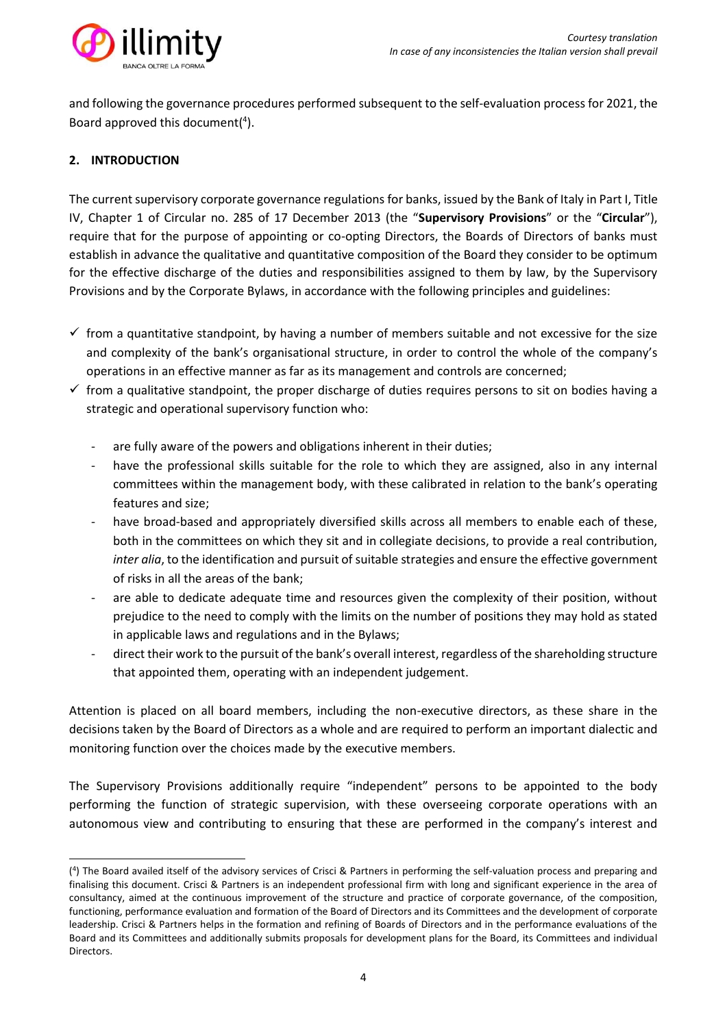and following the governance procedures performed subsequent to the self-evaluation process for 2021, the Board approved this document([4]).

## 2. INTRODUCTION

The current supervisory corporate governance regulations for banks, issued by the Bank of Italy in Part I, Title IV, Chapter 1 of Circular no. 285 of 17 December 2013 (the "**Supervisory Provisions**" or the "**Circular**"), require that for the purpose of appointing or co-opting Directors, the Boards of Directors of banks must establish in advance the qualitative and quantitative composition of the Board they consider to be optimum for the effective discharge of the duties and responsibilities assigned to them by law, by the Supervisory Provisions and by the Corporate Bylaws, in accordance with the following principles and guidelines:

- ✓ from a quantitative standpoint, by having a number of members suitable and not excessive for the size and complexity of the bank's organisational structure, in order to control the whole of the company's operations in an effective manner as far as its management and controls are concerned;
- ✓ from a qualitative standpoint, the proper discharge of duties requires persons to sit on bodies having a strategic and operational supervisory function who:
  - are fully aware of the powers and obligations inherent in their duties;
  - have the professional skills suitable for the role to which they are assigned, also in any internal committees within the management body, with these calibrated in relation to the bank's operating features and size;
  - have broad-based and appropriately diversified skills across all members to enable each of these, both in the committees on which they sit and in collegiate decisions, to provide a real contribution, *inter alia*, to the identification and pursuit of suitable strategies and ensure the effective government of risks in all the areas of the bank;
  - are able to dedicate adequate time and resources given the complexity of their position, without prejudice to the need to comply with the limits on the number of positions they may hold as stated in applicable laws and regulations and in the Bylaws;
  - direct their work to the pursuit of the bank's overall interest, regardless of the shareholding structure that appointed them, operating with an independent judgement.

Attention is placed on all board members, including the non-executive directors, as these share in the decisions taken by the Board of Directors as a whole and are required to perform an important dialectic and monitoring function over the choices made by the executive members.

The Supervisory Provisions additionally require "independent" persons to be appointed to the body performing the function of strategic supervision, with these overseeing corporate operations with an autonomous view and contributing to ensuring that these are performed in the company's interest and

---

([4]) The Board availed itself of the advisory services of Crisci & Partners in performing the self-valuation process and preparing and finalising this document. Crisci & Partners is an independent professional firm with long and significant experience in the area of consultancy, aimed at the continuous improvement of the structure and practice of corporate governance, of the composition, functioning, performance evaluation and formation of the Board of Directors and its Committees and the development of corporate leadership. Crisci & Partners helps in the formation and refining of Boards of Directors and in the performance evaluations of the Board and its Committees and additionally submits proposals for development plans for the Board, its Committees and individual Directors.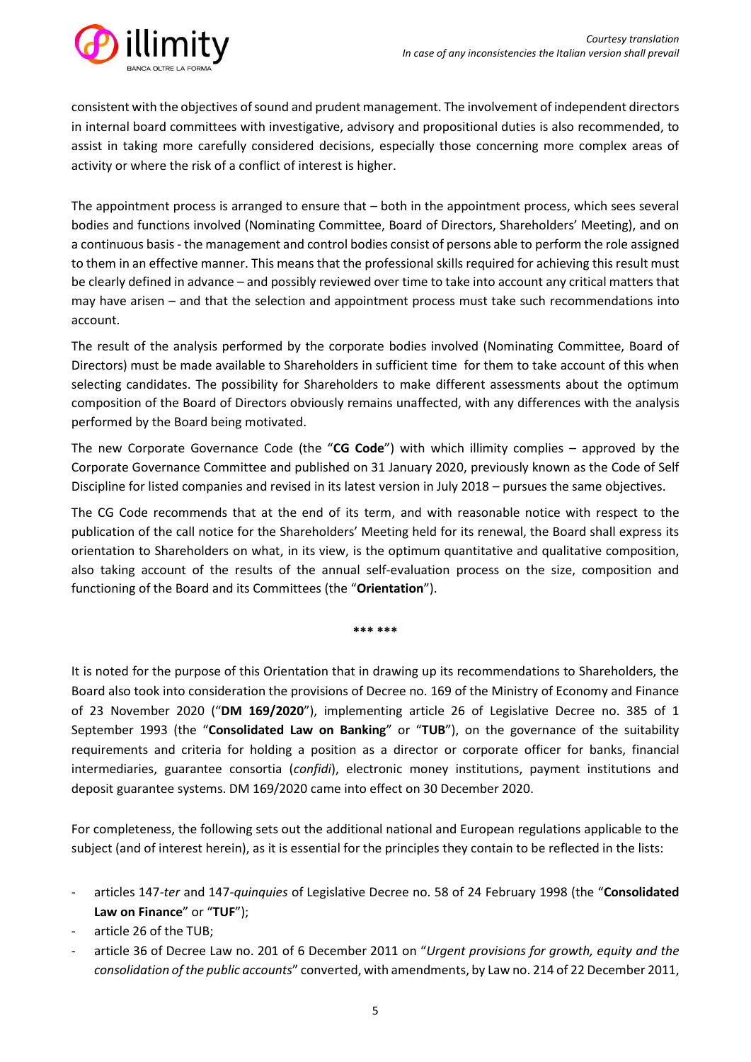consistent with the objectives of sound and prudent management. The involvement of independent directors in internal board committees with investigative, advisory and propositional duties is also recommended, to assist in taking more carefully considered decisions, especially those concerning more complex areas of activity or where the risk of a conflict of interest is higher.

The appointment process is arranged to ensure that – both in the appointment process, which sees several bodies and functions involved (Nominating Committee, Board of Directors, Shareholders' Meeting), and on a continuous basis - the management and control bodies consist of persons able to perform the role assigned to them in an effective manner. This means that the professional skills required for achieving this result must be clearly defined in advance – and possibly reviewed over time to take into account any critical matters that may have arisen – and that the selection and appointment process must take such recommendations into account.

The result of the analysis performed by the corporate bodies involved (Nominating Committee, Board of Directors) must be made available to Shareholders in sufficient time for them to take account of this when selecting candidates. The possibility for Shareholders to make different assessments about the optimum composition of the Board of Directors obviously remains unaffected, with any differences with the analysis performed by the Board being motivated.

The new Corporate Governance Code (the "**CG Code**") with which illimity complies – approved by the Corporate Governance Committee and published on 31 January 2020, previously known as the Code of Self Discipline for listed companies and revised in its latest version in July 2018 – pursues the same objectives.

The CG Code recommends that at the end of its term, and with reasonable notice with respect to the publication of the call notice for the Shareholders' Meeting held for its renewal, the Board shall express its orientation to Shareholders on what, in its view, is the optimum quantitative and qualitative composition, also taking account of the results of the annual self-evaluation process on the size, composition and functioning of the Board and its Committees (the "**Orientation**").

\*\*\* \*\*\*

It is noted for the purpose of this Orientation that in drawing up its recommendations to Shareholders, the Board also took into consideration the provisions of Decree no. 169 of the Ministry of Economy and Finance of 23 November 2020 ("**DM 169/2020**"), implementing article 26 of Legislative Decree no. 385 of 1 September 1993 (the "**Consolidated Law on Banking**" or "**TUB**"), on the governance of the suitability requirements and criteria for holding a position as a director or corporate officer for banks, financial intermediaries, guarantee consortia (*confidi*), electronic money institutions, payment institutions and deposit guarantee systems. DM 169/2020 came into effect on 30 December 2020.

For completeness, the following sets out the additional national and European regulations applicable to the subject (and of interest herein), as it is essential for the principles they contain to be reflected in the lists:

- articles 147-*ter* and 147-*quinquies* of Legislative Decree no. 58 of 24 February 1998 (the "**Consolidated Law on Finance**" or "**TUF**");
- article 26 of the TUB;
- article 36 of Decree Law no. 201 of 6 December 2011 on "*Urgent provisions for growth, equity and the consolidation of the public accounts*" converted, with amendments, by Law no. 214 of 22 December 2011,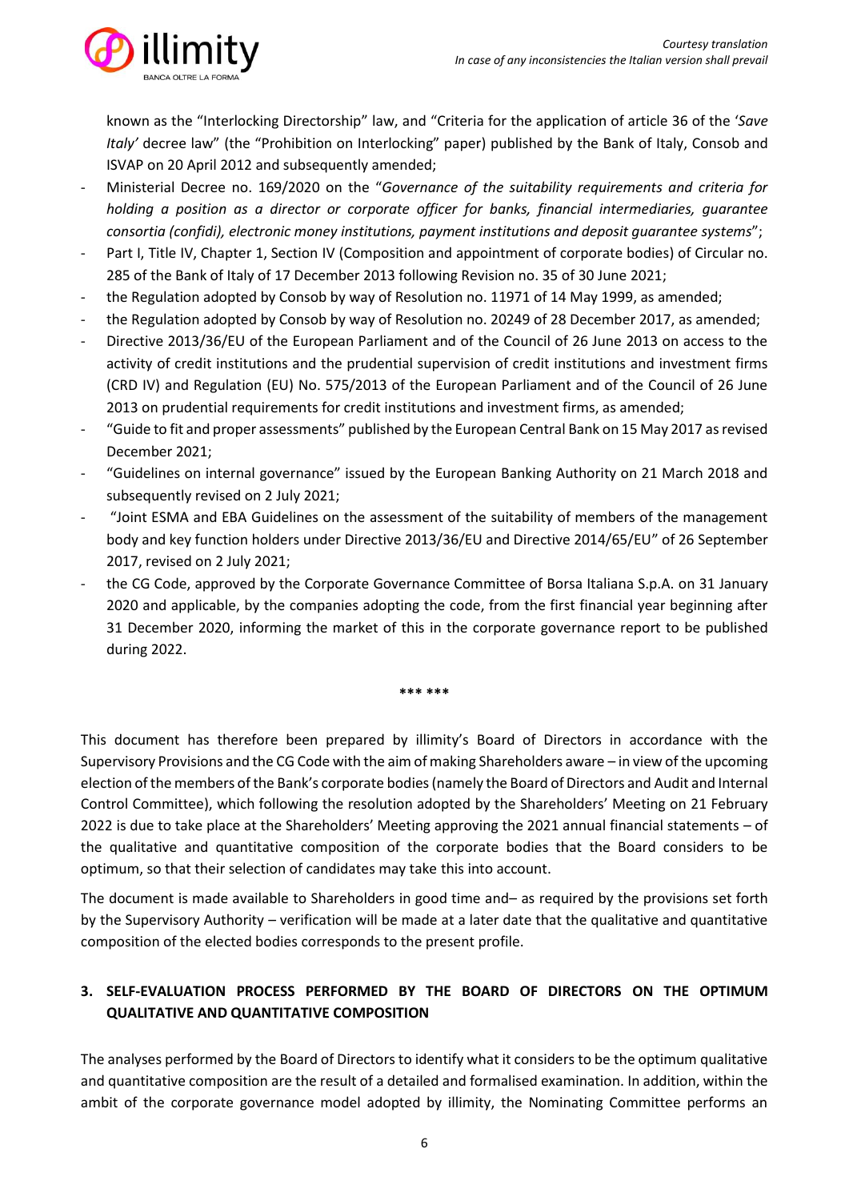known as the "Interlocking Directorship" law, and "Criteria for the application of article 36 of the '*Save Italy'* decree law" (the "Prohibition on Interlocking" paper) published by the Bank of Italy, Consob and ISVAP on 20 April 2012 and subsequently amended;

- Ministerial Decree no. 169/2020 on the "*Governance of the suitability requirements and criteria for holding a position as a director or corporate officer for banks, financial intermediaries, guarantee consortia (confidi), electronic money institutions, payment institutions and deposit guarantee systems*";
- Part I, Title IV, Chapter 1, Section IV (Composition and appointment of corporate bodies) of Circular no. 285 of the Bank of Italy of 17 December 2013 following Revision no. 35 of 30 June 2021;
- the Regulation adopted by Consob by way of Resolution no. 11971 of 14 May 1999, as amended;
- the Regulation adopted by Consob by way of Resolution no. 20249 of 28 December 2017, as amended;
- Directive 2013/36/EU of the European Parliament and of the Council of 26 June 2013 on access to the activity of credit institutions and the prudential supervision of credit institutions and investment firms (CRD IV) and Regulation (EU) No. 575/2013 of the European Parliament and of the Council of 26 June 2013 on prudential requirements for credit institutions and investment firms, as amended;
- "Guide to fit and proper assessments" published by the European Central Bank on 15 May 2017 as revised December 2021;
- "Guidelines on internal governance" issued by the European Banking Authority on 21 March 2018 and subsequently revised on 2 July 2021;
- "Joint ESMA and EBA Guidelines on the assessment of the suitability of members of the management body and key function holders under Directive 2013/36/EU and Directive 2014/65/EU" of 26 September 2017, revised on 2 July 2021;
- the CG Code, approved by the Corporate Governance Committee of Borsa Italiana S.p.A. on 31 January 2020 and applicable, by the companies adopting the code, from the first financial year beginning after 31 December 2020, informing the market of this in the corporate governance report to be published during 2022.

\*\*\* \*\*\*

This document has therefore been prepared by illimity's Board of Directors in accordance with the Supervisory Provisions and the CG Code with the aim of making Shareholders aware – in view of the upcoming election of the members of the Bank's corporate bodies (namely the Board of Directors and Audit and Internal Control Committee), which following the resolution adopted by the Shareholders' Meeting on 21 February 2022 is due to take place at the Shareholders' Meeting approving the 2021 annual financial statements – of the qualitative and quantitative composition of the corporate bodies that the Board considers to be optimum, so that their selection of candidates may take this into account.

The document is made available to Shareholders in good time and– as required by the provisions set forth by the Supervisory Authority – verification will be made at a later date that the qualitative and quantitative composition of the elected bodies corresponds to the present profile.

## 3. SELF-EVALUATION PROCESS PERFORMED BY THE BOARD OF DIRECTORS ON THE OPTIMUM QUALITATIVE AND QUANTITATIVE COMPOSITION

The analyses performed by the Board of Directors to identify what it considers to be the optimum qualitative and quantitative composition are the result of a detailed and formalised examination. In addition, within the ambit of the corporate governance model adopted by illimity, the Nominating Committee performs an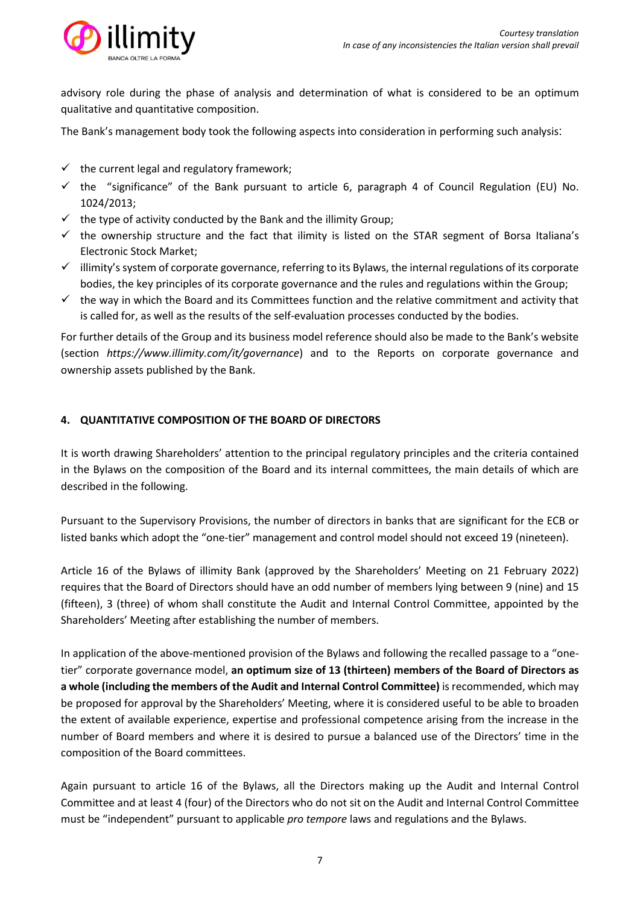advisory role during the phase of analysis and determination of what is considered to be an optimum qualitative and quantitative composition.

The Bank's management body took the following aspects into consideration in performing such analysis:

- ✓ the current legal and regulatory framework;
- ✓ the "significance" of the Bank pursuant to article 6, paragraph 4 of Council Regulation (EU) No. 1024/2013;
- ✓ the type of activity conducted by the Bank and the illimity Group;
- ✓ the ownership structure and the fact that ilimity is listed on the STAR segment of Borsa Italiana's Electronic Stock Market;
- ✓ illimity's system of corporate governance, referring to its Bylaws, the internal regulations of its corporate bodies, the key principles of its corporate governance and the rules and regulations within the Group;
- ✓ the way in which the Board and its Committees function and the relative commitment and activity that is called for, as well as the results of the self-evaluation processes conducted by the bodies.

For further details of the Group and its business model reference should also be made to the Bank's website (section *https://www.illimity.com/it/governance*) and to the Reports on corporate governance and ownership assets published by the Bank.

## 4. QUANTITATIVE COMPOSITION OF THE BOARD OF DIRECTORS

It is worth drawing Shareholders' attention to the principal regulatory principles and the criteria contained in the Bylaws on the composition of the Board and its internal committees, the main details of which are described in the following.

Pursuant to the Supervisory Provisions, the number of directors in banks that are significant for the ECB or listed banks which adopt the "one-tier" management and control model should not exceed 19 (nineteen).

Article 16 of the Bylaws of illimity Bank (approved by the Shareholders' Meeting on 21 February 2022) requires that the Board of Directors should have an odd number of members lying between 9 (nine) and 15 (fifteen), 3 (three) of whom shall constitute the Audit and Internal Control Committee, appointed by the Shareholders' Meeting after establishing the number of members.

In application of the above-mentioned provision of the Bylaws and following the recalled passage to a "one-tier" corporate governance model, **an optimum size of 13 (thirteen) members of the Board of Directors as a whole (including the members of the Audit and Internal Control Committee)** is recommended, which may be proposed for approval by the Shareholders' Meeting, where it is considered useful to be able to broaden the extent of available experience, expertise and professional competence arising from the increase in the number of Board members and where it is desired to pursue a balanced use of the Directors' time in the composition of the Board committees.

Again pursuant to article 16 of the Bylaws, all the Directors making up the Audit and Internal Control Committee and at least 4 (four) of the Directors who do not sit on the Audit and Internal Control Committee must be "independent" pursuant to applicable *pro tempore* laws and regulations and the Bylaws.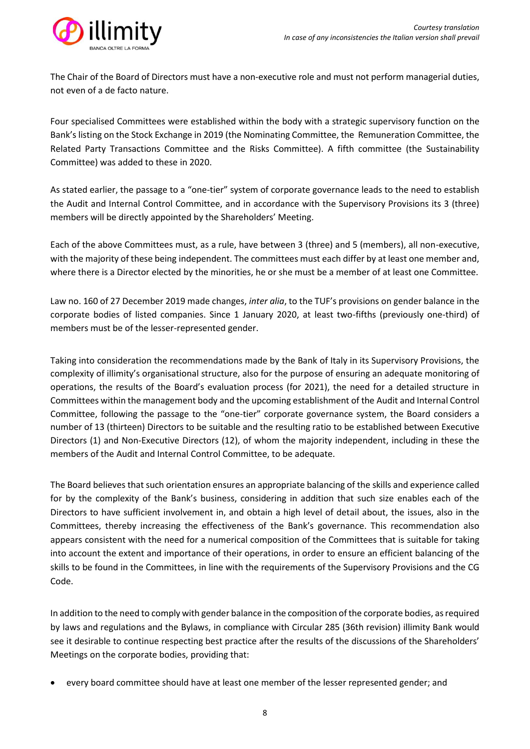The Chair of the Board of Directors must have a non-executive role and must not perform managerial duties, not even of a de facto nature.

Four specialised Committees were established within the body with a strategic supervisory function on the Bank's listing on the Stock Exchange in 2019 (the Nominating Committee, the Remuneration Committee, the Related Party Transactions Committee and the Risks Committee). A fifth committee (the Sustainability Committee) was added to these in 2020.

As stated earlier, the passage to a "one-tier" system of corporate governance leads to the need to establish the Audit and Internal Control Committee, and in accordance with the Supervisory Provisions its 3 (three) members will be directly appointed by the Shareholders' Meeting.

Each of the above Committees must, as a rule, have between 3 (three) and 5 (members), all non-executive, with the majority of these being independent. The committees must each differ by at least one member and, where there is a Director elected by the minorities, he or she must be a member of at least one Committee.

Law no. 160 of 27 December 2019 made changes, *inter alia*, to the TUF's provisions on gender balance in the corporate bodies of listed companies. Since 1 January 2020, at least two-fifths (previously one-third) of members must be of the lesser-represented gender.

Taking into consideration the recommendations made by the Bank of Italy in its Supervisory Provisions, the complexity of illimity's organisational structure, also for the purpose of ensuring an adequate monitoring of operations, the results of the Board's evaluation process (for 2021), the need for a detailed structure in Committees within the management body and the upcoming establishment of the Audit and Internal Control Committee, following the passage to the "one-tier" corporate governance system, the Board considers a number of 13 (thirteen) Directors to be suitable and the resulting ratio to be established between Executive Directors (1) and Non-Executive Directors (12), of whom the majority independent, including in these the members of the Audit and Internal Control Committee, to be adequate.

The Board believes that such orientation ensures an appropriate balancing of the skills and experience called for by the complexity of the Bank's business, considering in addition that such size enables each of the Directors to have sufficient involvement in, and obtain a high level of detail about, the issues, also in the Committees, thereby increasing the effectiveness of the Bank's governance. This recommendation also appears consistent with the need for a numerical composition of the Committees that is suitable for taking into account the extent and importance of their operations, in order to ensure an efficient balancing of the skills to be found in the Committees, in line with the requirements of the Supervisory Provisions and the CG Code.

In addition to the need to comply with gender balance in the composition of the corporate bodies, as required by laws and regulations and the Bylaws, in compliance with Circular 285 (36th revision) illimity Bank would see it desirable to continue respecting best practice after the results of the discussions of the Shareholders' Meetings on the corporate bodies, providing that:

- every board committee should have at least one member of the lesser represented gender; and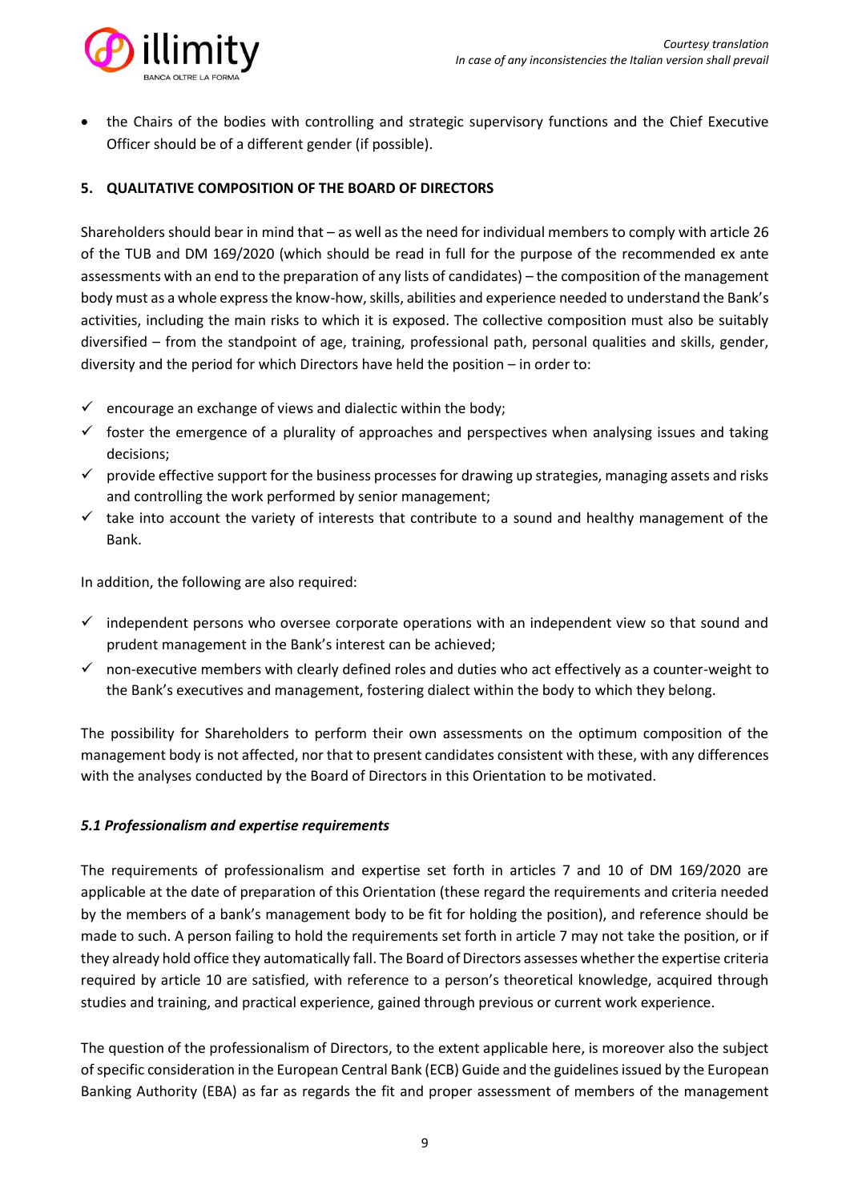- the Chairs of the bodies with controlling and strategic supervisory functions and the Chief Executive Officer should be of a different gender (if possible).

## 5. QUALITATIVE COMPOSITION OF THE BOARD OF DIRECTORS

Shareholders should bear in mind that – as well as the need for individual members to comply with article 26 of the TUB and DM 169/2020 (which should be read in full for the purpose of the recommended ex ante assessments with an end to the preparation of any lists of candidates) – the composition of the management body must as a whole express the know-how, skills, abilities and experience needed to understand the Bank's activities, including the main risks to which it is exposed. The collective composition must also be suitably diversified – from the standpoint of age, training, professional path, personal qualities and skills, gender, diversity and the period for which Directors have held the position – in order to:

- ✓ encourage an exchange of views and dialectic within the body;
- ✓ foster the emergence of a plurality of approaches and perspectives when analysing issues and taking decisions;
- ✓ provide effective support for the business processes for drawing up strategies, managing assets and risks and controlling the work performed by senior management;
- ✓ take into account the variety of interests that contribute to a sound and healthy management of the Bank.

In addition, the following are also required:

- ✓ independent persons who oversee corporate operations with an independent view so that sound and prudent management in the Bank's interest can be achieved;
- ✓ non-executive members with clearly defined roles and duties who act effectively as a counter-weight to the Bank's executives and management, fostering dialect within the body to which they belong.

The possibility for Shareholders to perform their own assessments on the optimum composition of the management body is not affected, nor that to present candidates consistent with these, with any differences with the analyses conducted by the Board of Directors in this Orientation to be motivated.

### *5.1 Professionalism and expertise requirements*

The requirements of professionalism and expertise set forth in articles 7 and 10 of DM 169/2020 are applicable at the date of preparation of this Orientation (these regard the requirements and criteria needed by the members of a bank's management body to be fit for holding the position), and reference should be made to such. A person failing to hold the requirements set forth in article 7 may not take the position, or if they already hold office they automatically fall. The Board of Directors assesses whether the expertise criteria required by article 10 are satisfied, with reference to a person's theoretical knowledge, acquired through studies and training, and practical experience, gained through previous or current work experience.

The question of the professionalism of Directors, to the extent applicable here, is moreover also the subject of specific consideration in the European Central Bank (ECB) Guide and the guidelines issued by the European Banking Authority (EBA) as far as regards the fit and proper assessment of members of the management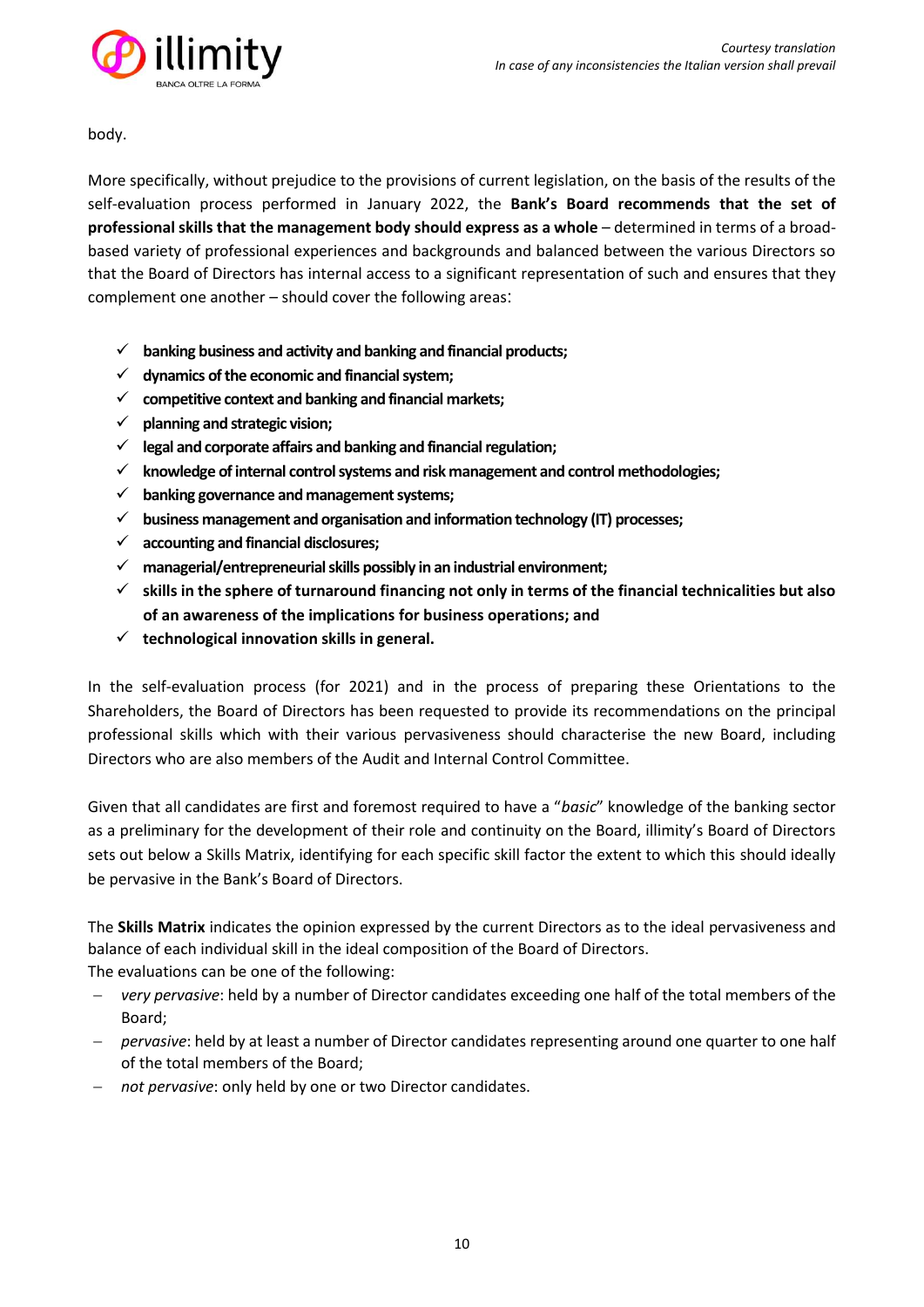body.

More specifically, without prejudice to the provisions of current legislation, on the basis of the results of the self-evaluation process performed in January 2022, the **Bank's Board recommends that the set of professional skills that the management body should express as a whole** – determined in terms of a broad-based variety of professional experiences and backgrounds and balanced between the various Directors so that the Board of Directors has internal access to a significant representation of such and ensures that they complement one another – should cover the following areas:

- ✓ **banking business and activity and banking and financial products;**
- ✓ **dynamics of the economic and financial system;**
- ✓ **competitive context and banking and financial markets;**
- ✓ **planning and strategic vision;**
- ✓ **legal and corporate affairs and banking and financial regulation;**
- ✓ **knowledge of internal control systems and risk management and control methodologies;**
- ✓ **banking governance and management systems;**
- ✓ **business management and organisation and information technology (IT) processes;**
- ✓ **accounting and financial disclosures;**
- ✓ **managerial/entrepreneurial skills possibly in an industrial environment;**
- ✓ **skills in the sphere of turnaround financing not only in terms of the financial technicalities but also of an awareness of the implications for business operations; and**
- ✓ **technological innovation skills in general.**

In the self-evaluation process (for 2021) and in the process of preparing these Orientations to the Shareholders, the Board of Directors has been requested to provide its recommendations on the principal professional skills which with their various pervasiveness should characterise the new Board, including Directors who are also members of the Audit and Internal Control Committee.

Given that all candidates are first and foremost required to have a "*basic*" knowledge of the banking sector as a preliminary for the development of their role and continuity on the Board, illimity's Board of Directors sets out below a Skills Matrix, identifying for each specific skill factor the extent to which this should ideally be pervasive in the Bank's Board of Directors.

The **Skills Matrix** indicates the opinion expressed by the current Directors as to the ideal pervasiveness and balance of each individual skill in the ideal composition of the Board of Directors.
The evaluations can be one of the following:

- *very pervasive*: held by a number of Director candidates exceeding one half of the total members of the Board;
- *pervasive*: held by at least a number of Director candidates representing around one quarter to one half of the total members of the Board;
- *not pervasive*: only held by one or two Director candidates.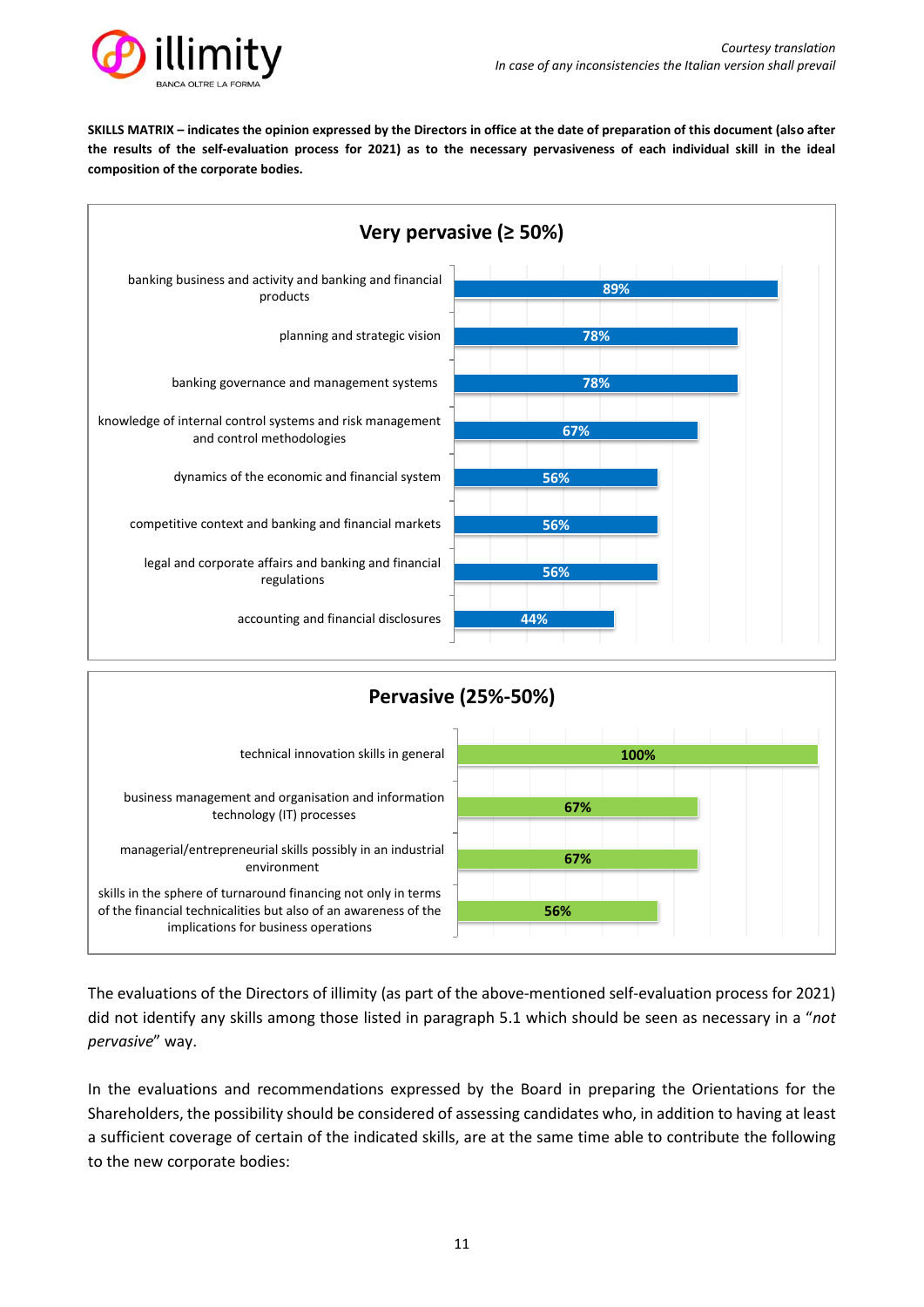**SKILLS MATRIX – indicates the opinion expressed by the Directors in office at the date of preparation of this document (also after the results of the self-evaluation process for 2021) as to the necessary pervasiveness of each individual skill in the ideal composition of the corporate bodies.**

**Very pervasive (≥ 50%)**

| Skill | % |
|---|---|
| banking business and activity and banking and financial products | 89% |
| planning and strategic vision | 78% |
| banking governance and management systems | 78% |
| knowledge of internal control systems and risk management and control methodologies | 67% |
| dynamics of the economic and financial system | 56% |
| competitive context and banking and financial markets | 56% |
| legal and corporate affairs and banking and financial regulations | 56% |
| accounting and financial disclosures | 44% |

**Pervasive (25%-50%)**

| Skill | % |
|---|---|
| technical innovation skills in general | 100% |
| business management and organisation and information technology (IT) processes | 67% |
| managerial/entrepreneurial skills possibly in an industrial environment | 67% |
| skills in the sphere of turnaround financing not only in terms of the financial technicalities but also of an awareness of the implications for business operations | 56% |

The evaluations of the Directors of illimity (as part of the above-mentioned self-evaluation process for 2021) did not identify any skills among those listed in paragraph 5.1 which should be seen as necessary in a "*not pervasive*" way.

In the evaluations and recommendations expressed by the Board in preparing the Orientations for the Shareholders, the possibility should be considered of assessing candidates who, in addition to having at least a sufficient coverage of certain of the indicated skills, are at the same time able to contribute the following to the new corporate bodies: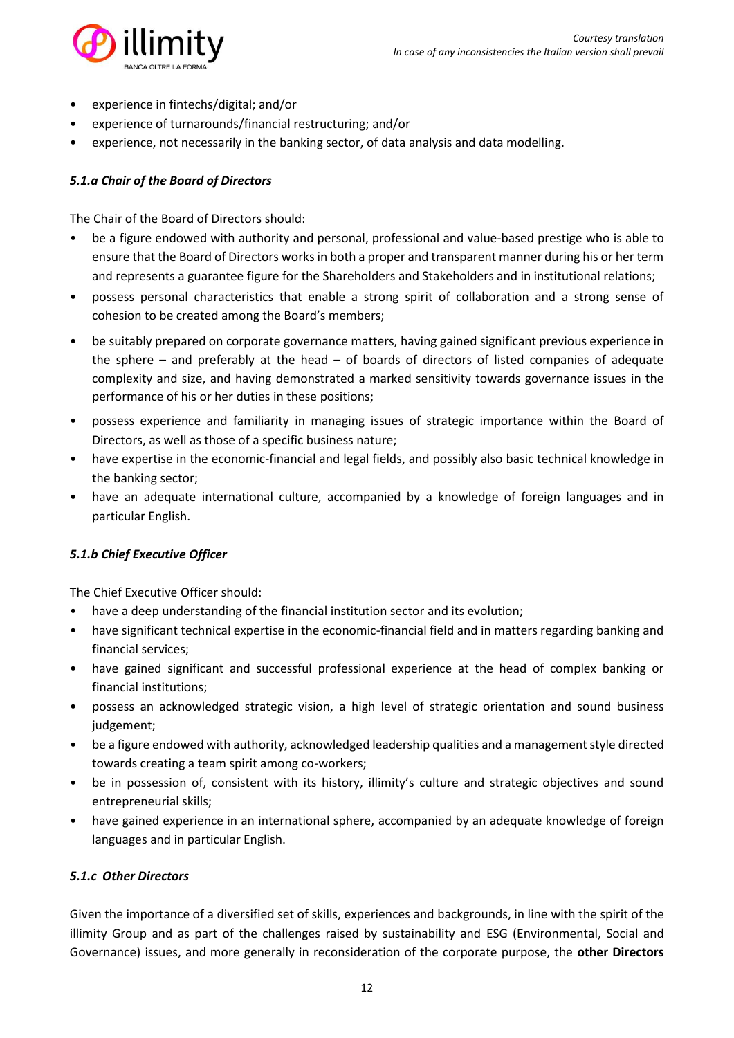- experience in fintechs/digital; and/or
- experience of turnarounds/financial restructuring; and/or
- experience, not necessarily in the banking sector, of data analysis and data modelling.

#### *5.1.a Chair of the Board of Directors*

The Chair of the Board of Directors should:

- be a figure endowed with authority and personal, professional and value-based prestige who is able to ensure that the Board of Directors works in both a proper and transparent manner during his or her term and represents a guarantee figure for the Shareholders and Stakeholders and in institutional relations;
- possess personal characteristics that enable a strong spirit of collaboration and a strong sense of cohesion to be created among the Board's members;
- be suitably prepared on corporate governance matters, having gained significant previous experience in the sphere – and preferably at the head – of boards of directors of listed companies of adequate complexity and size, and having demonstrated a marked sensitivity towards governance issues in the performance of his or her duties in these positions;
- possess experience and familiarity in managing issues of strategic importance within the Board of Directors, as well as those of a specific business nature;
- have expertise in the economic-financial and legal fields, and possibly also basic technical knowledge in the banking sector;
- have an adequate international culture, accompanied by a knowledge of foreign languages and in particular English.

#### *5.1.b Chief Executive Officer*

The Chief Executive Officer should:

- have a deep understanding of the financial institution sector and its evolution;
- have significant technical expertise in the economic-financial field and in matters regarding banking and financial services;
- have gained significant and successful professional experience at the head of complex banking or financial institutions;
- possess an acknowledged strategic vision, a high level of strategic orientation and sound business judgement;
- be a figure endowed with authority, acknowledged leadership qualities and a management style directed towards creating a team spirit among co-workers;
- be in possession of, consistent with its history, illimity's culture and strategic objectives and sound entrepreneurial skills;
- have gained experience in an international sphere, accompanied by an adequate knowledge of foreign languages and in particular English.

#### *5.1.c Other Directors*

Given the importance of a diversified set of skills, experiences and backgrounds, in line with the spirit of the illimity Group and as part of the challenges raised by sustainability and ESG (Environmental, Social and Governance) issues, and more generally in reconsideration of the corporate purpose, the **other Directors**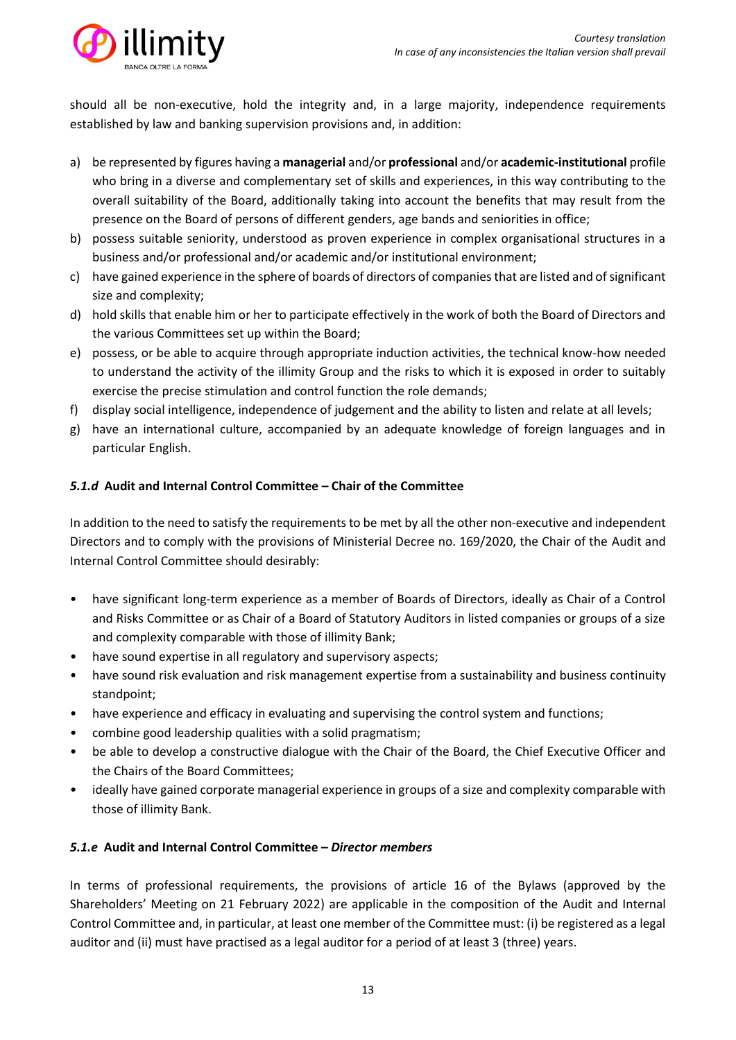should all be non-executive, hold the integrity and, in a large majority, independence requirements established by law and banking supervision provisions and, in addition:

a) be represented by figures having a **managerial** and/or **professional** and/or **academic-institutional** profile who bring in a diverse and complementary set of skills and experiences, in this way contributing to the overall suitability of the Board, additionally taking into account the benefits that may result from the presence on the Board of persons of different genders, age bands and seniorities in office;
b) possess suitable seniority, understood as proven experience in complex organisational structures in a business and/or professional and/or academic and/or institutional environment;
c) have gained experience in the sphere of boards of directors of companies that are listed and of significant size and complexity;
d) hold skills that enable him or her to participate effectively in the work of both the Board of Directors and the various Committees set up within the Board;
e) possess, or be able to acquire through appropriate induction activities, the technical know-how needed to understand the activity of the illimity Group and the risks to which it is exposed in order to suitably exercise the precise stimulation and control function the role demands;
f) display social intelligence, independence of judgement and the ability to listen and relate at all levels;
g) have an international culture, accompanied by an adequate knowledge of foreign languages and in particular English.

#### *5.1.d* **Audit and Internal Control Committee – Chair of the Committee**

In addition to the need to satisfy the requirements to be met by all the other non-executive and independent Directors and to comply with the provisions of Ministerial Decree no. 169/2020, the Chair of the Audit and Internal Control Committee should desirably:

- have significant long-term experience as a member of Boards of Directors, ideally as Chair of a Control and Risks Committee or as Chair of a Board of Statutory Auditors in listed companies or groups of a size and complexity comparable with those of illimity Bank;
- have sound expertise in all regulatory and supervisory aspects;
- have sound risk evaluation and risk management expertise from a sustainability and business continuity standpoint;
- have experience and efficacy in evaluating and supervising the control system and functions;
- combine good leadership qualities with a solid pragmatism;
- be able to develop a constructive dialogue with the Chair of the Board, the Chief Executive Officer and the Chairs of the Board Committees;
- ideally have gained corporate managerial experience in groups of a size and complexity comparable with those of illimity Bank.

#### *5.1.e* **Audit and Internal Control Committee – *Director members***

In terms of professional requirements, the provisions of article 16 of the Bylaws (approved by the Shareholders' Meeting on 21 February 2022) are applicable in the composition of the Audit and Internal Control Committee and, in particular, at least one member of the Committee must: (i) be registered as a legal auditor and (ii) must have practised as a legal auditor for a period of at least 3 (three) years.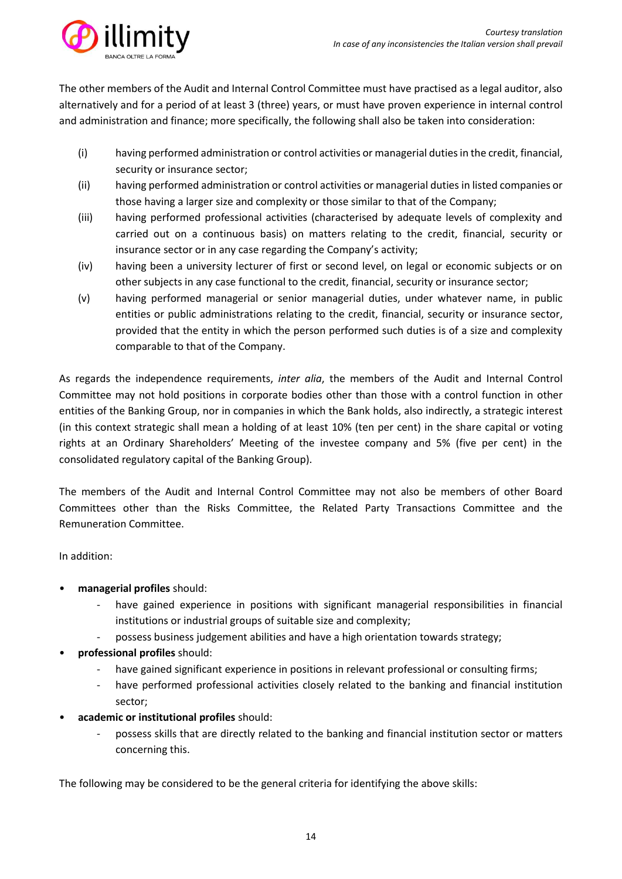The other members of the Audit and Internal Control Committee must have practised as a legal auditor, also alternatively and for a period of at least 3 (three) years, or must have proven experience in internal control and administration and finance; more specifically, the following shall also be taken into consideration:

(i) having performed administration or control activities or managerial duties in the credit, financial, security or insurance sector;

(ii) having performed administration or control activities or managerial duties in listed companies or those having a larger size and complexity or those similar to that of the Company;

(iii) having performed professional activities (characterised by adequate levels of complexity and carried out on a continuous basis) on matters relating to the credit, financial, security or insurance sector or in any case regarding the Company's activity;

(iv) having been a university lecturer of first or second level, on legal or economic subjects or on other subjects in any case functional to the credit, financial, security or insurance sector;

(v) having performed managerial or senior managerial duties, under whatever name, in public entities or public administrations relating to the credit, financial, security or insurance sector, provided that the entity in which the person performed such duties is of a size and complexity comparable to that of the Company.

As regards the independence requirements, *inter alia*, the members of the Audit and Internal Control Committee may not hold positions in corporate bodies other than those with a control function in other entities of the Banking Group, nor in companies in which the Bank holds, also indirectly, a strategic interest (in this context strategic shall mean a holding of at least 10% (ten per cent) in the share capital or voting rights at an Ordinary Shareholders' Meeting of the investee company and 5% (five per cent) in the consolidated regulatory capital of the Banking Group).

The members of the Audit and Internal Control Committee may not also be members of other Board Committees other than the Risks Committee, the Related Party Transactions Committee and the Remuneration Committee.

In addition:

- **managerial profiles** should:
  - have gained experience in positions with significant managerial responsibilities in financial institutions or industrial groups of suitable size and complexity;
  - possess business judgement abilities and have a high orientation towards strategy;
- **professional profiles** should:
  - have gained significant experience in positions in relevant professional or consulting firms;
  - have performed professional activities closely related to the banking and financial institution sector;
- **academic or institutional profiles** should:
  - possess skills that are directly related to the banking and financial institution sector or matters concerning this.

The following may be considered to be the general criteria for identifying the above skills: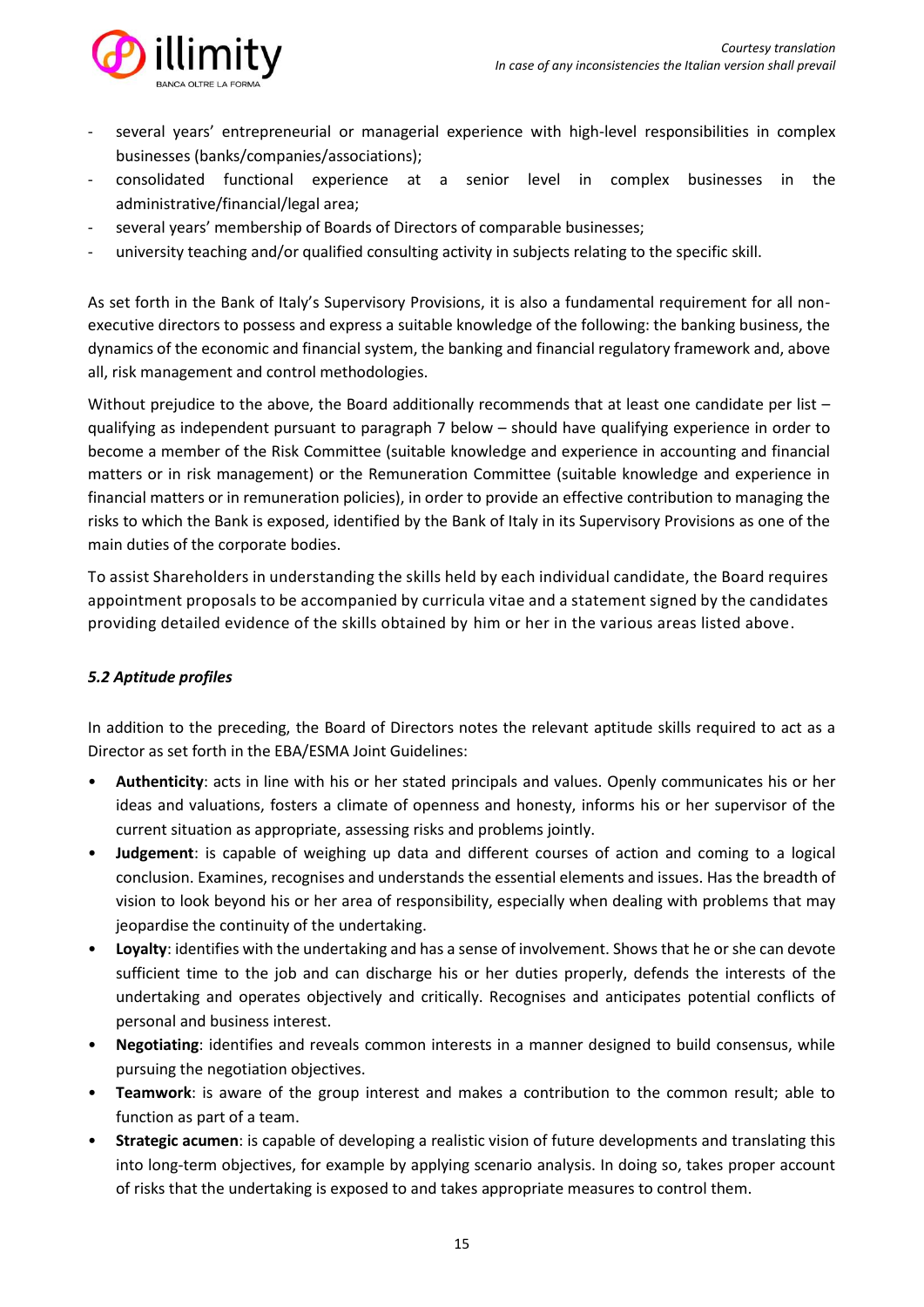- several years' entrepreneurial or managerial experience with high-level responsibilities in complex businesses (banks/companies/associations);
- consolidated functional experience at a senior level in complex businesses in the administrative/financial/legal area;
- several years' membership of Boards of Directors of comparable businesses;
- university teaching and/or qualified consulting activity in subjects relating to the specific skill.

As set forth in the Bank of Italy's Supervisory Provisions, it is also a fundamental requirement for all non-executive directors to possess and express a suitable knowledge of the following: the banking business, the dynamics of the economic and financial system, the banking and financial regulatory framework and, above all, risk management and control methodologies.

Without prejudice to the above, the Board additionally recommends that at least one candidate per list – qualifying as independent pursuant to paragraph 7 below – should have qualifying experience in order to become a member of the Risk Committee (suitable knowledge and experience in accounting and financial matters or in risk management) or the Remuneration Committee (suitable knowledge and experience in financial matters or in remuneration policies), in order to provide an effective contribution to managing the risks to which the Bank is exposed, identified by the Bank of Italy in its Supervisory Provisions as one of the main duties of the corporate bodies.

To assist Shareholders in understanding the skills held by each individual candidate, the Board requires appointment proposals to be accompanied by curricula vitae and a statement signed by the candidates providing detailed evidence of the skills obtained by him or her in the various areas listed above.

### *5.2 Aptitude profiles*

In addition to the preceding, the Board of Directors notes the relevant aptitude skills required to act as a Director as set forth in the EBA/ESMA Joint Guidelines:

- **Authenticity**: acts in line with his or her stated principals and values. Openly communicates his or her ideas and valuations, fosters a climate of openness and honesty, informs his or her supervisor of the current situation as appropriate, assessing risks and problems jointly.
- **Judgement**: is capable of weighing up data and different courses of action and coming to a logical conclusion. Examines, recognises and understands the essential elements and issues. Has the breadth of vision to look beyond his or her area of responsibility, especially when dealing with problems that may jeopardise the continuity of the undertaking.
- **Loyalty**: identifies with the undertaking and has a sense of involvement. Shows that he or she can devote sufficient time to the job and can discharge his or her duties properly, defends the interests of the undertaking and operates objectively and critically. Recognises and anticipates potential conflicts of personal and business interest.
- **Negotiating**: identifies and reveals common interests in a manner designed to build consensus, while pursuing the negotiation objectives.
- **Teamwork**: is aware of the group interest and makes a contribution to the common result; able to function as part of a team.
- **Strategic acumen**: is capable of developing a realistic vision of future developments and translating this into long-term objectives, for example by applying scenario analysis. In doing so, takes proper account of risks that the undertaking is exposed to and takes appropriate measures to control them.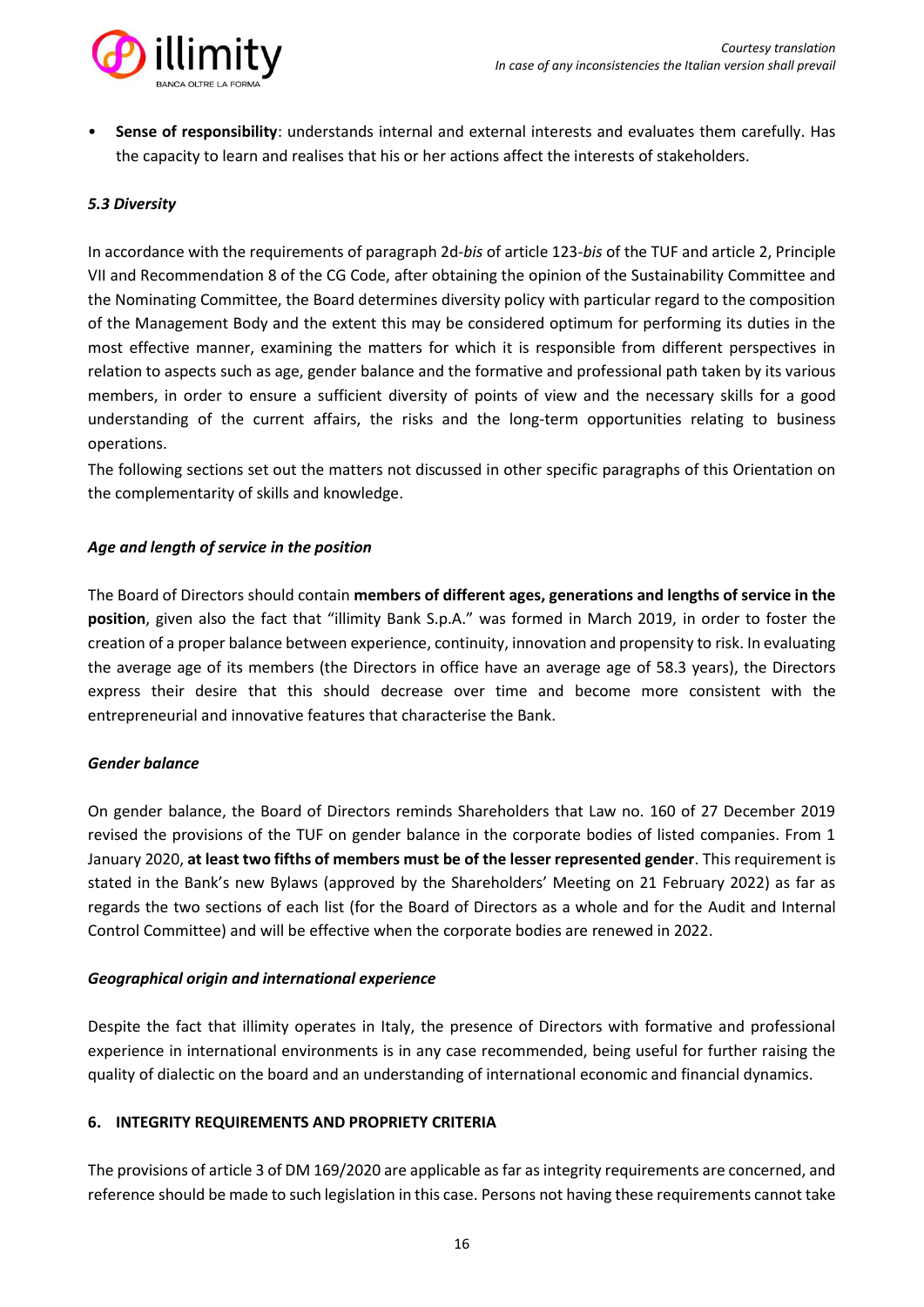- **Sense of responsibility**: understands internal and external interests and evaluates them carefully. Has the capacity to learn and realises that his or her actions affect the interests of stakeholders.

### *5.3 Diversity*

In accordance with the requirements of paragraph 2d-*bis* of article 123-*bis* of the TUF and article 2, Principle VII and Recommendation 8 of the CG Code, after obtaining the opinion of the Sustainability Committee and the Nominating Committee, the Board determines diversity policy with particular regard to the composition of the Management Body and the extent this may be considered optimum for performing its duties in the most effective manner, examining the matters for which it is responsible from different perspectives in relation to aspects such as age, gender balance and the formative and professional path taken by its various members, in order to ensure a sufficient diversity of points of view and the necessary skills for a good understanding of the current affairs, the risks and the long-term opportunities relating to business operations.

The following sections set out the matters not discussed in other specific paragraphs of this Orientation on the complementarity of skills and knowledge.

#### *Age and length of service in the position*

The Board of Directors should contain **members of different ages, generations and lengths of service in the position**, given also the fact that "illimity Bank S.p.A." was formed in March 2019, in order to foster the creation of a proper balance between experience, continuity, innovation and propensity to risk. In evaluating the average age of its members (the Directors in office have an average age of 58.3 years), the Directors express their desire that this should decrease over time and become more consistent with the entrepreneurial and innovative features that characterise the Bank.

#### *Gender balance*

On gender balance, the Board of Directors reminds Shareholders that Law no. 160 of 27 December 2019 revised the provisions of the TUF on gender balance in the corporate bodies of listed companies. From 1 January 2020, **at least two fifths of members must be of the lesser represented gender**. This requirement is stated in the Bank's new Bylaws (approved by the Shareholders' Meeting on 21 February 2022) as far as regards the two sections of each list (for the Board of Directors as a whole and for the Audit and Internal Control Committee) and will be effective when the corporate bodies are renewed in 2022.

#### *Geographical origin and international experience*

Despite the fact that illimity operates in Italy, the presence of Directors with formative and professional experience in international environments is in any case recommended, being useful for further raising the quality of dialectic on the board and an understanding of international economic and financial dynamics.

## 6. INTEGRITY REQUIREMENTS AND PROPRIETY CRITERIA

The provisions of article 3 of DM 169/2020 are applicable as far as integrity requirements are concerned, and reference should be made to such legislation in this case. Persons not having these requirements cannot take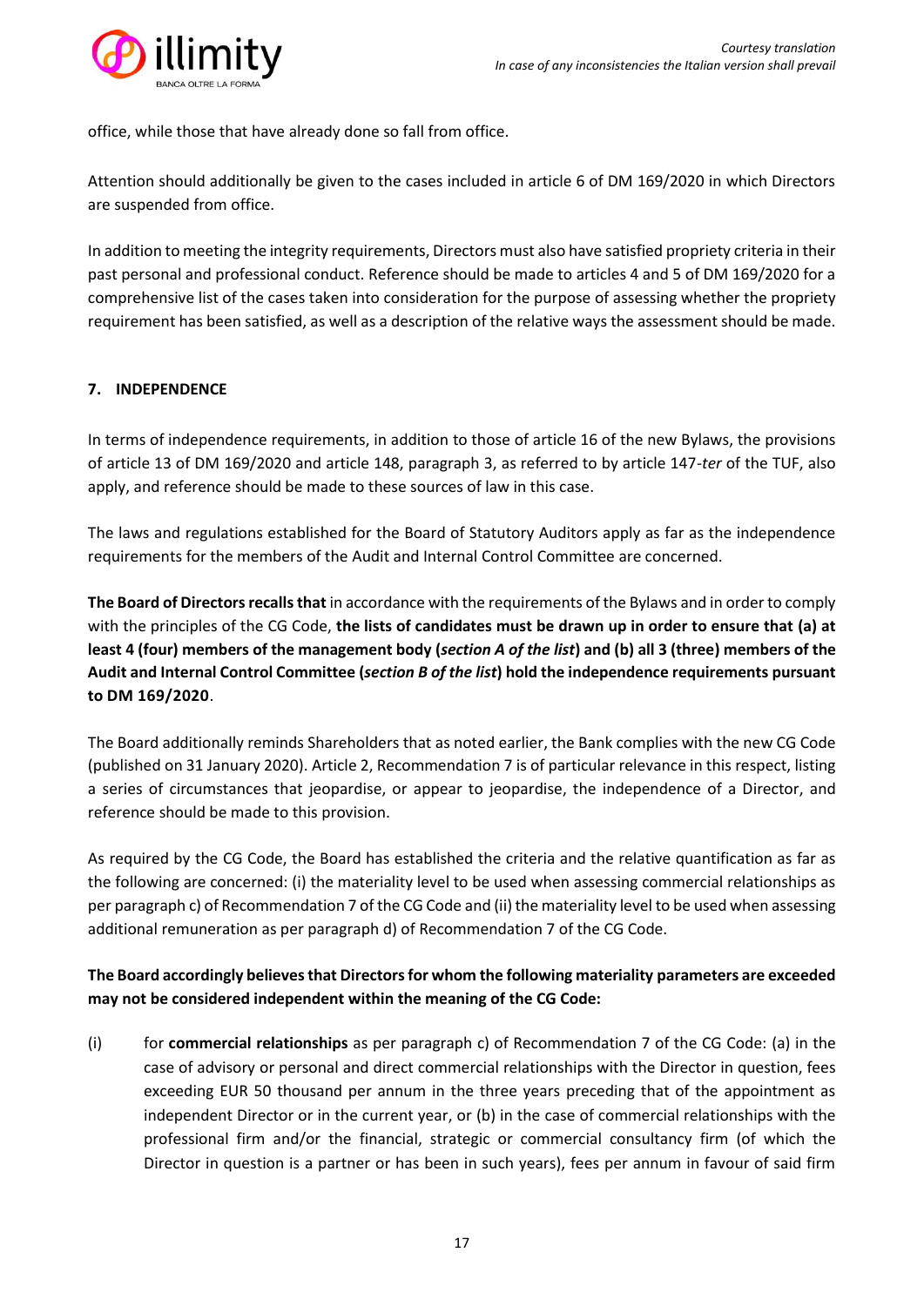office, while those that have already done so fall from office.

Attention should additionally be given to the cases included in article 6 of DM 169/2020 in which Directors are suspended from office.

In addition to meeting the integrity requirements, Directors must also have satisfied propriety criteria in their past personal and professional conduct. Reference should be made to articles 4 and 5 of DM 169/2020 for a comprehensive list of the cases taken into consideration for the purpose of assessing whether the propriety requirement has been satisfied, as well as a description of the relative ways the assessment should be made.

## 7. INDEPENDENCE

In terms of independence requirements, in addition to those of article 16 of the new Bylaws, the provisions of article 13 of DM 169/2020 and article 148, paragraph 3, as referred to by article 147-*ter* of the TUF, also apply, and reference should be made to these sources of law in this case.

The laws and regulations established for the Board of Statutory Auditors apply as far as the independence requirements for the members of the Audit and Internal Control Committee are concerned.

**The Board of Directors recalls that** in accordance with the requirements of the Bylaws and in order to comply with the principles of the CG Code, **the lists of candidates must be drawn up in order to ensure that (a) at least 4 (four) members of the management body (*section A of the list*) and (b) all 3 (three) members of the Audit and Internal Control Committee (*section B of the list*) hold the independence requirements pursuant to DM 169/2020**.

The Board additionally reminds Shareholders that as noted earlier, the Bank complies with the new CG Code (published on 31 January 2020). Article 2, Recommendation 7 is of particular relevance in this respect, listing a series of circumstances that jeopardise, or appear to jeopardise, the independence of a Director, and reference should be made to this provision.

As required by the CG Code, the Board has established the criteria and the relative quantification as far as the following are concerned: (i) the materiality level to be used when assessing commercial relationships as per paragraph c) of Recommendation 7 of the CG Code and (ii) the materiality level to be used when assessing additional remuneration as per paragraph d) of Recommendation 7 of the CG Code.

**The Board accordingly believes that Directors for whom the following materiality parameters are exceeded may not be considered independent within the meaning of the CG Code:**

(i) for **commercial relationships** as per paragraph c) of Recommendation 7 of the CG Code: (a) in the case of advisory or personal and direct commercial relationships with the Director in question, fees exceeding EUR 50 thousand per annum in the three years preceding that of the appointment as independent Director or in the current year, or (b) in the case of commercial relationships with the professional firm and/or the financial, strategic or commercial consultancy firm (of which the Director in question is a partner or has been in such years), fees per annum in favour of said firm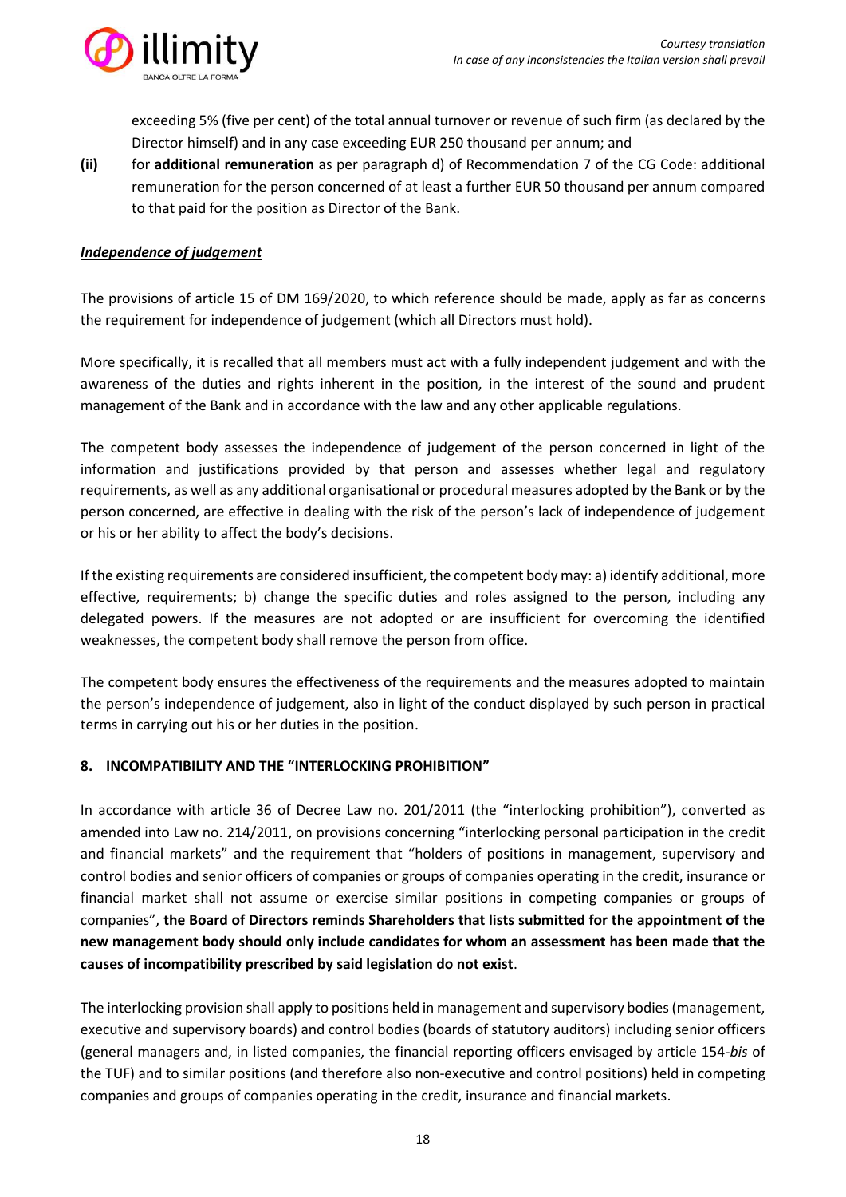exceeding 5% (five per cent) of the total annual turnover or revenue of such firm (as declared by the Director himself) and in any case exceeding EUR 250 thousand per annum; and

**(ii)** for **additional remuneration** as per paragraph d) of Recommendation 7 of the CG Code: additional remuneration for the person concerned of at least a further EUR 50 thousand per annum compared to that paid for the position as Director of the Bank.

***Independence of judgement***

The provisions of article 15 of DM 169/2020, to which reference should be made, apply as far as concerns the requirement for independence of judgement (which all Directors must hold).

More specifically, it is recalled that all members must act with a fully independent judgement and with the awareness of the duties and rights inherent in the position, in the interest of the sound and prudent management of the Bank and in accordance with the law and any other applicable regulations.

The competent body assesses the independence of judgement of the person concerned in light of the information and justifications provided by that person and assesses whether legal and regulatory requirements, as well as any additional organisational or procedural measures adopted by the Bank or by the person concerned, are effective in dealing with the risk of the person's lack of independence of judgement or his or her ability to affect the body's decisions.

If the existing requirements are considered insufficient, the competent body may: a) identify additional, more effective, requirements; b) change the specific duties and roles assigned to the person, including any delegated powers. If the measures are not adopted or are insufficient for overcoming the identified weaknesses, the competent body shall remove the person from office.

The competent body ensures the effectiveness of the requirements and the measures adopted to maintain the person's independence of judgement, also in light of the conduct displayed by such person in practical terms in carrying out his or her duties in the position.

## 8. INCOMPATIBILITY AND THE "INTERLOCKING PROHIBITION"

In accordance with article 36 of Decree Law no. 201/2011 (the "interlocking prohibition"), converted as amended into Law no. 214/2011, on provisions concerning "interlocking personal participation in the credit and financial markets" and the requirement that "holders of positions in management, supervisory and control bodies and senior officers of companies or groups of companies operating in the credit, insurance or financial market shall not assume or exercise similar positions in competing companies or groups of companies", **the Board of Directors reminds Shareholders that lists submitted for the appointment of the new management body should only include candidates for whom an assessment has been made that the causes of incompatibility prescribed by said legislation do not exist**.

The interlocking provision shall apply to positions held in management and supervisory bodies (management, executive and supervisory boards) and control bodies (boards of statutory auditors) including senior officers (general managers and, in listed companies, the financial reporting officers envisaged by article 154-*bis* of the TUF) and to similar positions (and therefore also non-executive and control positions) held in competing companies and groups of companies operating in the credit, insurance and financial markets.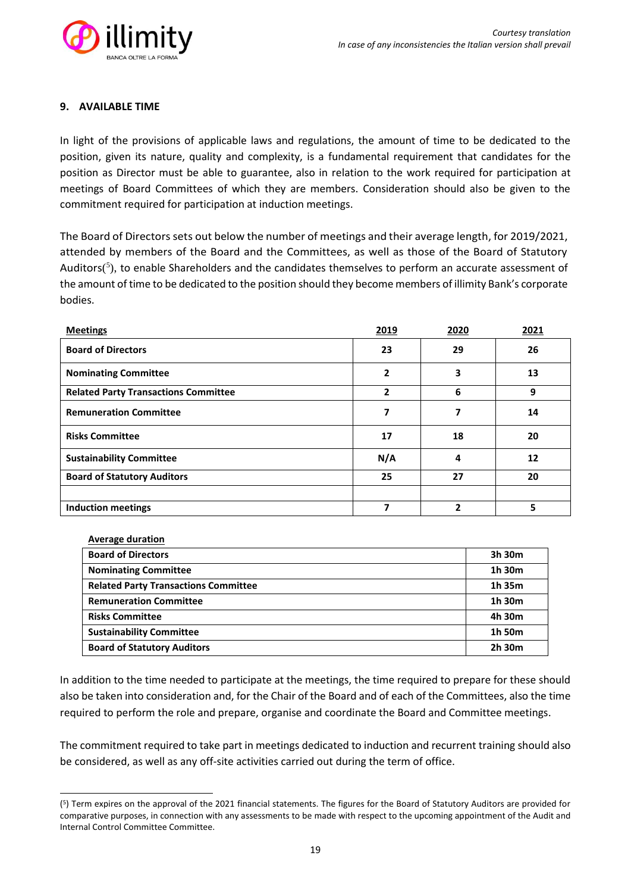## 9. AVAILABLE TIME

In light of the provisions of applicable laws and regulations, the amount of time to be dedicated to the position, given its nature, quality and complexity, is a fundamental requirement that candidates for the position as Director must be able to guarantee, also in relation to the work required for participation at meetings of Board Committees of which they are members. Consideration should also be given to the commitment required for participation at induction meetings.

The Board of Directors sets out below the number of meetings and their average length, for 2019/2021, attended by members of the Board and the Committees, as well as those of the Board of Statutory Auditors([5]), to enable Shareholders and the candidates themselves to perform an accurate assessment of the amount of time to be dedicated to the position should they become members of illimity Bank's corporate bodies.

| Meetings | 2019 | 2020 | 2021 |
|---|---|---|---|
| **Board of Directors** | **23** | **29** | **26** |
| **Nominating Committee** | **2** | **3** | **13** |
| **Related Party Transactions Committee** | **2** | **6** | **9** |
| **Remuneration Committee** | **7** | **7** | **14** |
| **Risks Committee** | **17** | **18** | **20** |
| **Sustainability Committee** | **N/A** | **4** | **12** |
| **Board of Statutory Auditors** | **25** | **27** | **20** |
| | | | |
| **Induction meetings** | **7** | **2** | **5** |

| Average duration | |
|---|---|
| **Board of Directors** | **3h 30m** |
| **Nominating Committee** | **1h 30m** |
| **Related Party Transactions Committee** | **1h 35m** |
| **Remuneration Committee** | **1h 30m** |
| **Risks Committee** | **4h 30m** |
| **Sustainability Committee** | **1h 50m** |
| **Board of Statutory Auditors** | **2h 30m** |

In addition to the time needed to participate at the meetings, the time required to prepare for these should also be taken into consideration and, for the Chair of the Board and of each of the Committees, also the time required to perform the role and prepare, organise and coordinate the Board and Committee meetings.

The commitment required to take part in meetings dedicated to induction and recurrent training should also be considered, as well as any off-site activities carried out during the term of office.

---

([5]) Term expires on the approval of the 2021 financial statements. The figures for the Board of Statutory Auditors are provided for comparative purposes, in connection with any assessments to be made with respect to the upcoming appointment of the Audit and Internal Control Committee Committee.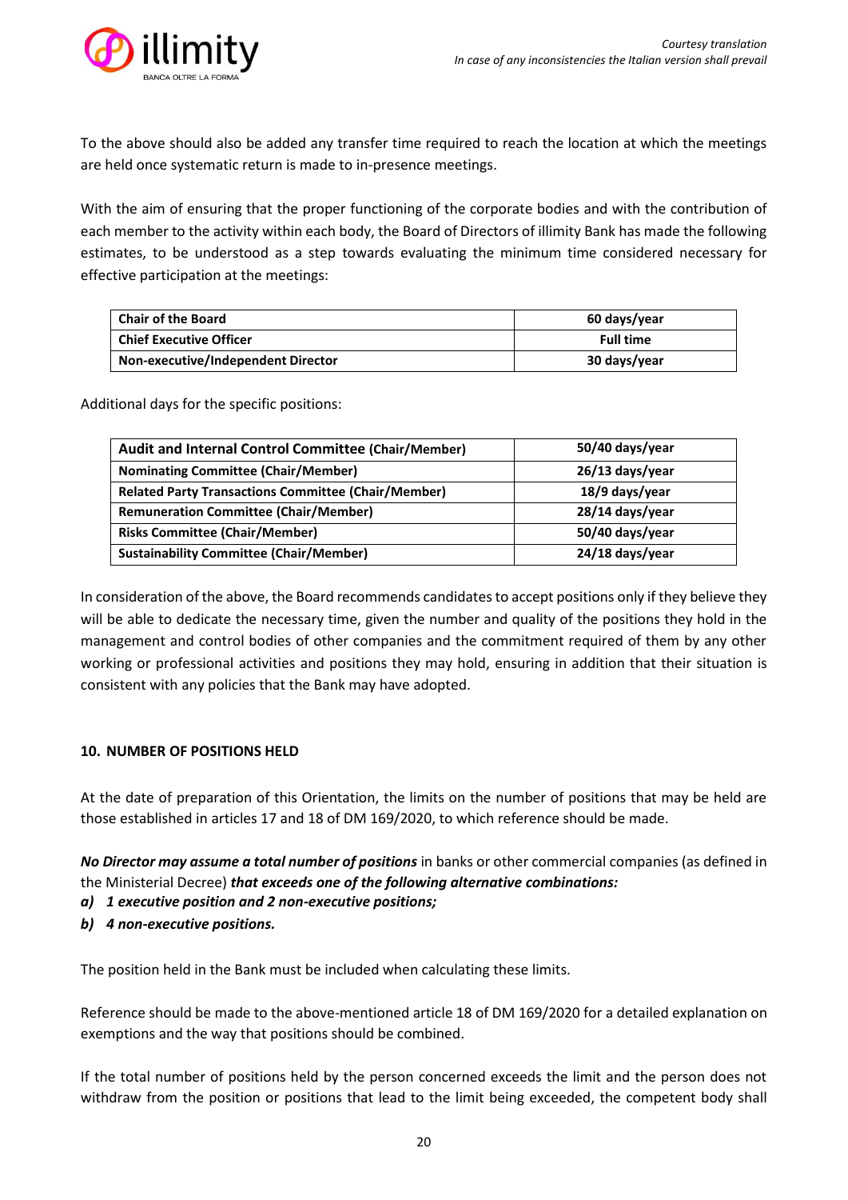To the above should also be added any transfer time required to reach the location at which the meetings are held once systematic return is made to in-presence meetings.

With the aim of ensuring that the proper functioning of the corporate bodies and with the contribution of each member to the activity within each body, the Board of Directors of illimity Bank has made the following estimates, to be understood as a step towards evaluating the minimum time considered necessary for effective participation at the meetings:

| | |
|---|---|
| **Chair of the Board** | **60 days/year** |
| **Chief Executive Officer** | **Full time** |
| **Non-executive/Independent Director** | **30 days/year** |

Additional days for the specific positions:

| | |
|---|---|
| **Audit and Internal Control Committee (Chair/Member)** | **50/40 days/year** |
| **Nominating Committee (Chair/Member)** | **26/13 days/year** |
| **Related Party Transactions Committee (Chair/Member)** | **18/9 days/year** |
| **Remuneration Committee (Chair/Member)** | **28/14 days/year** |
| **Risks Committee (Chair/Member)** | **50/40 days/year** |
| **Sustainability Committee (Chair/Member)** | **24/18 days/year** |

In consideration of the above, the Board recommends candidates to accept positions only if they believe they will be able to dedicate the necessary time, given the number and quality of the positions they hold in the management and control bodies of other companies and the commitment required of them by any other working or professional activities and positions they may hold, ensuring in addition that their situation is consistent with any policies that the Bank may have adopted.

## 10. NUMBER OF POSITIONS HELD

At the date of preparation of this Orientation, the limits on the number of positions that may be held are those established in articles 17 and 18 of DM 169/2020, to which reference should be made.

***No Director may assume a total number of positions*** in banks or other commercial companies (as defined in the Ministerial Decree) ***that exceeds one of the following alternative combinations:***

***a) 1 executive position and 2 non-executive positions;***

***b) 4 non-executive positions.***

The position held in the Bank must be included when calculating these limits.

Reference should be made to the above-mentioned article 18 of DM 169/2020 for a detailed explanation on exemptions and the way that positions should be combined.

If the total number of positions held by the person concerned exceeds the limit and the person does not withdraw from the position or positions that lead to the limit being exceeded, the competent body shall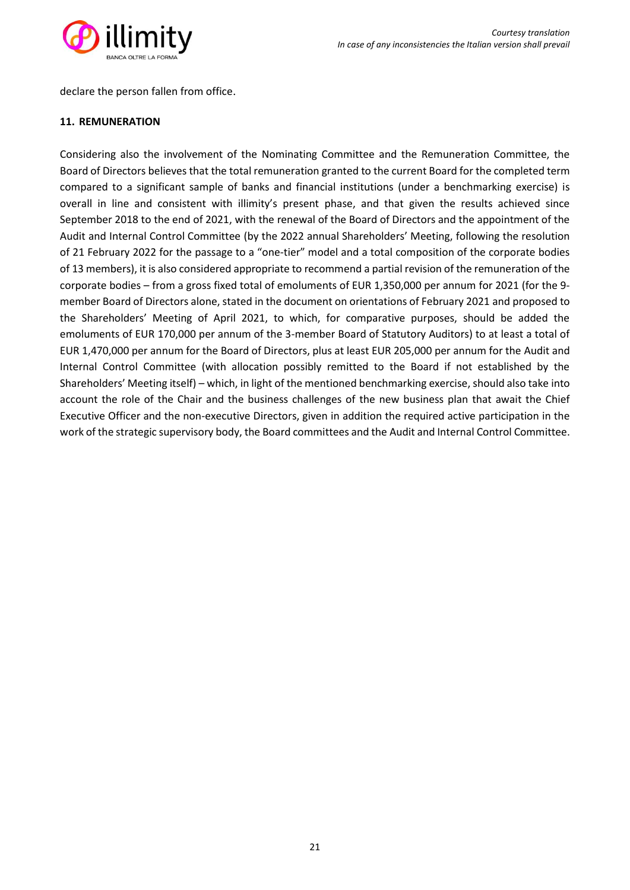declare the person fallen from office.

## 11. REMUNERATION

Considering also the involvement of the Nominating Committee and the Remuneration Committee, the Board of Directors believes that the total remuneration granted to the current Board for the completed term compared to a significant sample of banks and financial institutions (under a benchmarking exercise) is overall in line and consistent with illimity's present phase, and that given the results achieved since September 2018 to the end of 2021, with the renewal of the Board of Directors and the appointment of the Audit and Internal Control Committee (by the 2022 annual Shareholders' Meeting, following the resolution of 21 February 2022 for the passage to a "one-tier" model and a total composition of the corporate bodies of 13 members), it is also considered appropriate to recommend a partial revision of the remuneration of the corporate bodies – from a gross fixed total of emoluments of EUR 1,350,000 per annum for 2021 (for the 9-member Board of Directors alone, stated in the document on orientations of February 2021 and proposed to the Shareholders' Meeting of April 2021, to which, for comparative purposes, should be added the emoluments of EUR 170,000 per annum of the 3-member Board of Statutory Auditors) to at least a total of EUR 1,470,000 per annum for the Board of Directors, plus at least EUR 205,000 per annum for the Audit and Internal Control Committee (with allocation possibly remitted to the Board if not established by the Shareholders' Meeting itself) – which, in light of the mentioned benchmarking exercise, should also take into account the role of the Chair and the business challenges of the new business plan that await the Chief Executive Officer and the non-executive Directors, given in addition the required active participation in the work of the strategic supervisory body, the Board committees and the Audit and Internal Control Committee.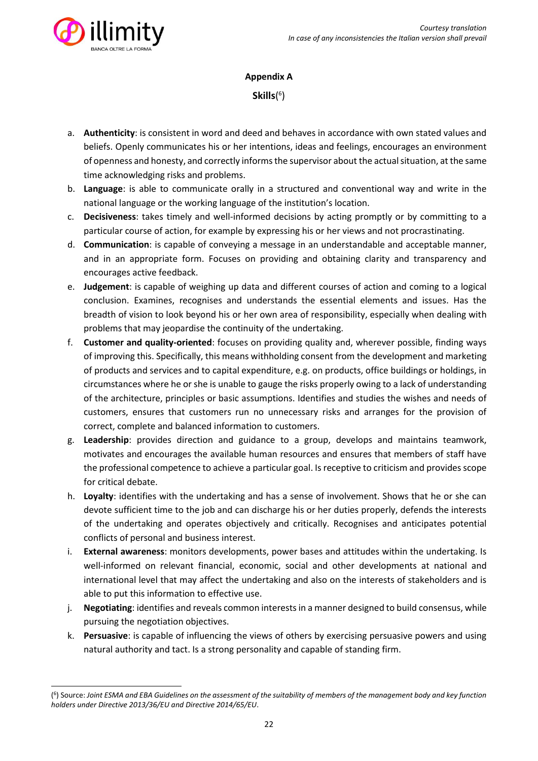## Appendix A

**Skills**(6)

a. **Authenticity**: is consistent in word and deed and behaves in accordance with own stated values and beliefs. Openly communicates his or her intentions, ideas and feelings, encourages an environment of openness and honesty, and correctly informs the supervisor about the actual situation, at the same time acknowledging risks and problems.
b. **Language**: is able to communicate orally in a structured and conventional way and write in the national language or the working language of the institution's location.
c. **Decisiveness**: takes timely and well-informed decisions by acting promptly or by committing to a particular course of action, for example by expressing his or her views and not procrastinating.
d. **Communication**: is capable of conveying a message in an understandable and acceptable manner, and in an appropriate form. Focuses on providing and obtaining clarity and transparency and encourages active feedback.
e. **Judgement**: is capable of weighing up data and different courses of action and coming to a logical conclusion. Examines, recognises and understands the essential elements and issues. Has the breadth of vision to look beyond his or her own area of responsibility, especially when dealing with problems that may jeopardise the continuity of the undertaking.
f. **Customer and quality-oriented**: focuses on providing quality and, wherever possible, finding ways of improving this. Specifically, this means withholding consent from the development and marketing of products and services and to capital expenditure, e.g. on products, office buildings or holdings, in circumstances where he or she is unable to gauge the risks properly owing to a lack of understanding of the architecture, principles or basic assumptions. Identifies and studies the wishes and needs of customers, ensures that customers run no unnecessary risks and arranges for the provision of correct, complete and balanced information to customers.
g. **Leadership**: provides direction and guidance to a group, develops and maintains teamwork, motivates and encourages the available human resources and ensures that members of staff have the professional competence to achieve a particular goal. Is receptive to criticism and provides scope for critical debate.
h. **Loyalty**: identifies with the undertaking and has a sense of involvement. Shows that he or she can devote sufficient time to the job and can discharge his or her duties properly, defends the interests of the undertaking and operates objectively and critically. Recognises and anticipates potential conflicts of personal and business interest.
i. **External awareness**: monitors developments, power bases and attitudes within the undertaking. Is well-informed on relevant financial, economic, social and other developments at national and international level that may affect the undertaking and also on the interests of stakeholders and is able to put this information to effective use.
j. **Negotiating**: identifies and reveals common interests in a manner designed to build consensus, while pursuing the negotiation objectives.
k. **Persuasive**: is capable of influencing the views of others by exercising persuasive powers and using natural authority and tact. Is a strong personality and capable of standing firm.

(6) Source: *Joint ESMA and EBA Guidelines on the assessment of the suitability of members of the management body and key function holders under Directive 2013/36/EU and Directive 2014/65/EU*.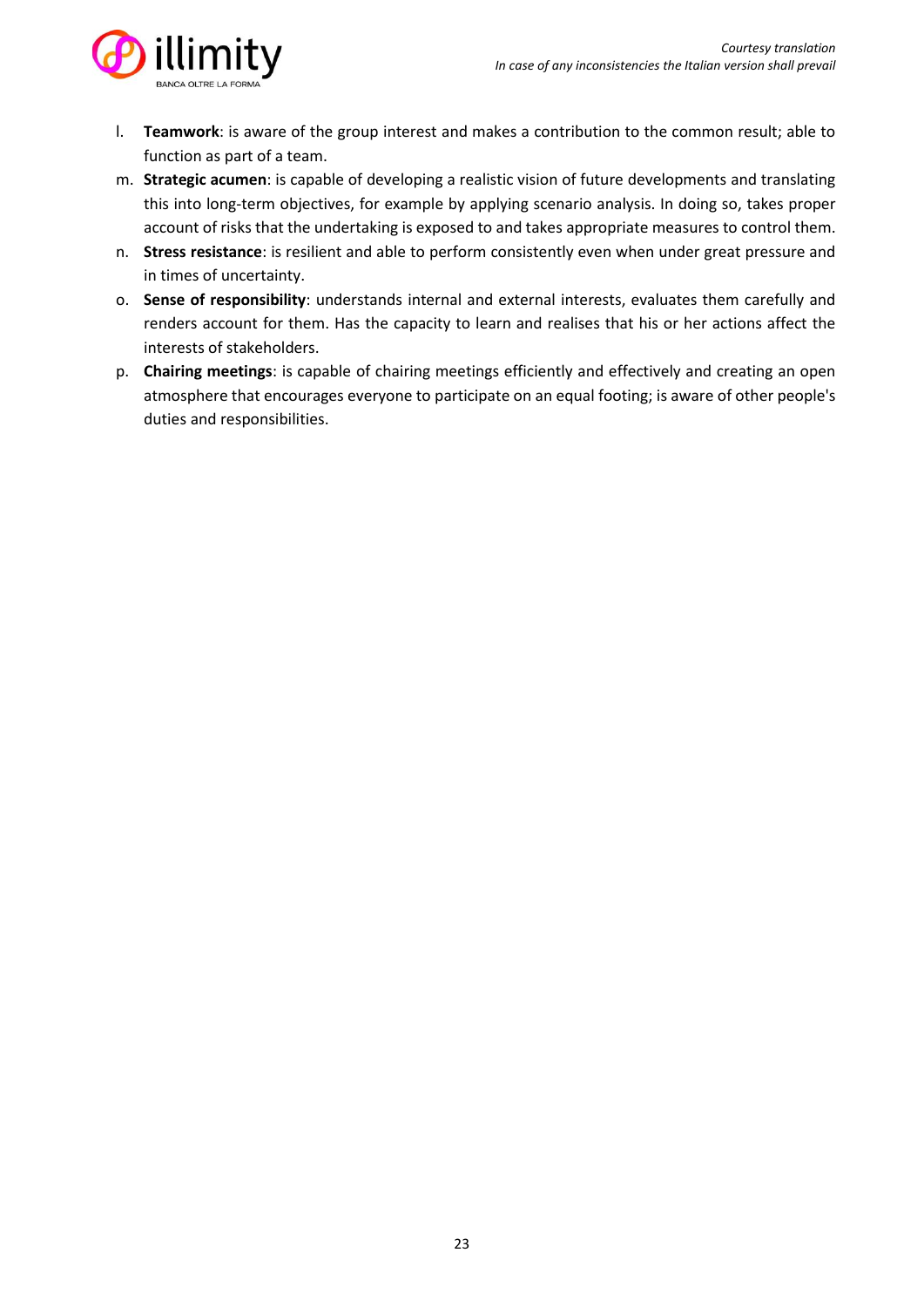l. **Teamwork**: is aware of the group interest and makes a contribution to the common result; able to function as part of a team.
m. **Strategic acumen**: is capable of developing a realistic vision of future developments and translating this into long-term objectives, for example by applying scenario analysis. In doing so, takes proper account of risks that the undertaking is exposed to and takes appropriate measures to control them.
n. **Stress resistance**: is resilient and able to perform consistently even when under great pressure and in times of uncertainty.
o. **Sense of responsibility**: understands internal and external interests, evaluates them carefully and renders account for them. Has the capacity to learn and realises that his or her actions affect the interests of stakeholders.
p. **Chairing meetings**: is capable of chairing meetings efficiently and effectively and creating an open atmosphere that encourages everyone to participate on an equal footing; is aware of other people's duties and responsibilities.